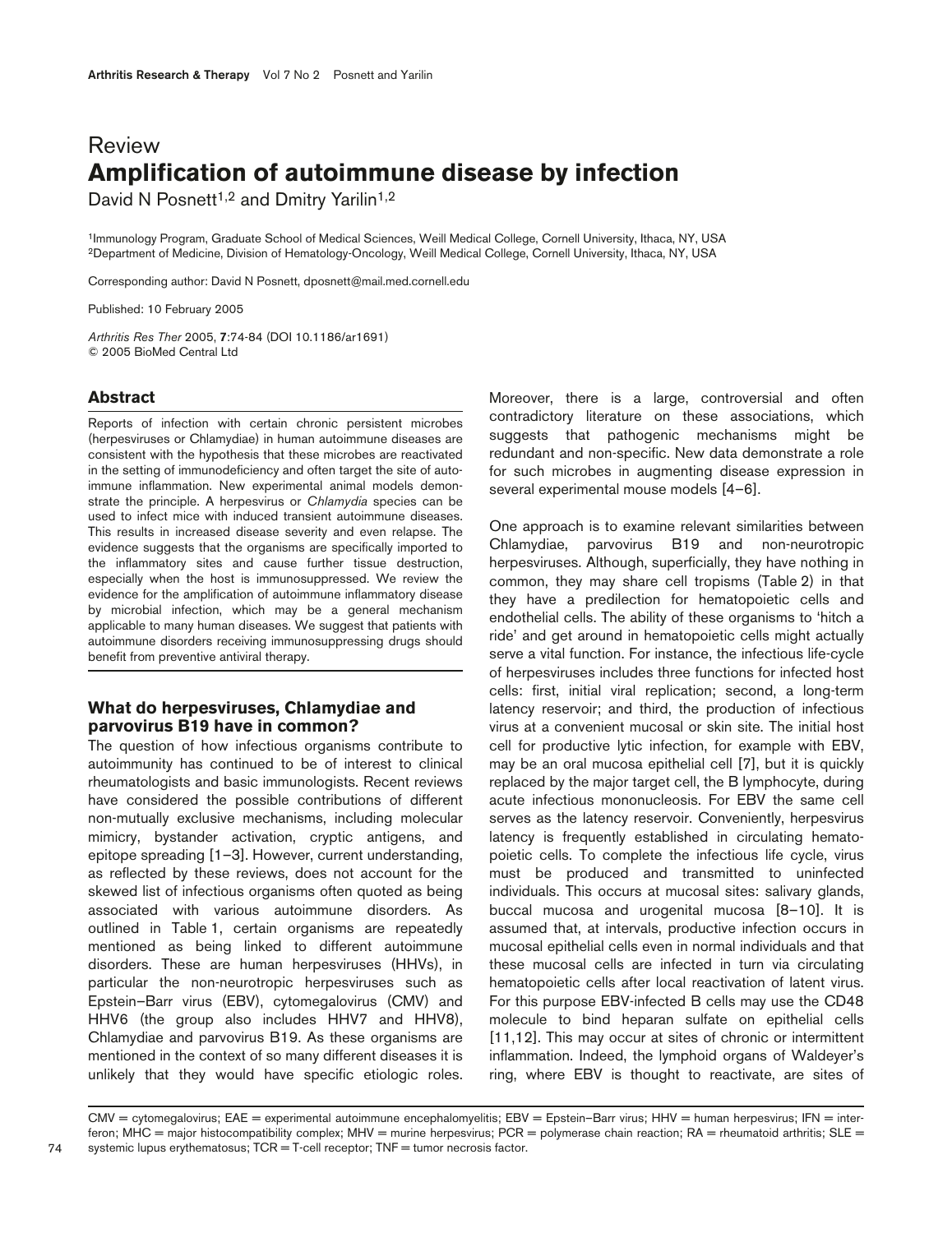Review

# Amplification of autoimmune disease by infection

David N Posnett[1,2] and Dmitry Yarilin[1,2]

[1]Immunology Program, Graduate School of Medical Sciences, Weill Medical College, Cornell University, Ithaca, NY, USA
[2]Department of Medicine, Division of Hematology-Oncology, Weill Medical College, Cornell University, Ithaca, NY, USA

Corresponding author: David N Posnett, dposnett@mail.med.cornell.edu

Published: 10 February 2005

*Arthritis Res Ther* 2005, **7**:74-84 (DOI 10.1186/ar1691)
© 2005 BioMed Central Ltd

## Abstract

Reports of infection with certain chronic persistent microbes (herpesviruses or Chlamydiae) in human autoimmune diseases are consistent with the hypothesis that these microbes are reactivated in the setting of immunodeficiency and often target the site of autoimmune inflammation. New experimental animal models demonstrate the principle. A herpesvirus or *Chlamydia* species can be used to infect mice with induced transient autoimmune diseases. This results in increased disease severity and even relapse. The evidence suggests that the organisms are specifically imported to the inflammatory sites and cause further tissue destruction, especially when the host is immunosuppressed. We review the evidence for the amplification of autoimmune inflammatory disease by microbial infection, which may be a general mechanism applicable to many human diseases. We suggest that patients with autoimmune disorders receiving immunosuppressing drugs should benefit from preventive antiviral therapy.

## What do herpesviruses, Chlamydiae and parvovirus B19 have in common?

The question of how infectious organisms contribute to autoimmunity has continued to be of interest to clinical rheumatologists and basic immunologists. Recent reviews have considered the possible contributions of different non-mutually exclusive mechanisms, including molecular mimicry, bystander activation, cryptic antigens, and epitope spreading [1–3]. However, current understanding, as reflected by these reviews, does not account for the skewed list of infectious organisms often quoted as being associated with various autoimmune disorders. As outlined in Table 1, certain organisms are repeatedly mentioned as being linked to different autoimmune disorders. These are human herpesviruses (HHVs), in particular the non-neurotropic herpesviruses such as Epstein–Barr virus (EBV), cytomegalovirus (CMV) and HHV6 (the group also includes HHV7 and HHV8), Chlamydiae and parvovirus B19. As these organisms are mentioned in the context of so many different diseases it is unlikely that they would have specific etiologic roles. Moreover, there is a large, controversial and often contradictory literature on these associations, which suggests that pathogenic mechanisms might be redundant and non-specific. New data demonstrate a role for such microbes in augmenting disease expression in several experimental mouse models [4–6].

One approach is to examine relevant similarities between Chlamydiae, parvovirus B19 and non-neurotropic herpesviruses. Although, superficially, they have nothing in common, they may share cell tropisms (Table 2) in that they have a predilection for hematopoietic cells and endothelial cells. The ability of these organisms to 'hitch a ride' and get around in hematopoietic cells might actually serve a vital function. For instance, the infectious life-cycle of herpesviruses includes three functions for infected host cells: first, initial viral replication; second, a long-term latency reservoir; and third, the production of infectious virus at a convenient mucosal or skin site. The initial host cell for productive lytic infection, for example with EBV, may be an oral mucosa epithelial cell [7], but it is quickly replaced by the major target cell, the B lymphocyte, during acute infectious mononucleosis. For EBV the same cell serves as the latency reservoir. Conveniently, herpesvirus latency is frequently established in circulating hematopoietic cells. To complete the infectious life cycle, virus must be produced and transmitted to uninfected individuals. This occurs at mucosal sites: salivary glands, buccal mucosa and urogenital mucosa [8–10]. It is assumed that, at intervals, productive infection occurs in mucosal epithelial cells even in normal individuals and that these mucosal cells are infected in turn via circulating hematopoietic cells after local reactivation of latent virus. For this purpose EBV-infected B cells may use the CD48 molecule to bind heparan sulfate on epithelial cells [11,12]. This may occur at sites of chronic or intermittent inflammation. Indeed, the lymphoid organs of Waldeyer's ring, where EBV is thought to reactivate, are sites of

CMV = cytomegalovirus; EAE = experimental autoimmune encephalomyelitis; EBV = Epstein–Barr virus; HHV = human herpesvirus; IFN = interferon; MHC = major histocompatibility complex; MHV = murine herpesvirus; PCR = polymerase chain reaction; RA = rheumatoid arthritis; SLE = systemic lupus erythematosus; TCR = T-cell receptor; TNF = tumor necrosis factor.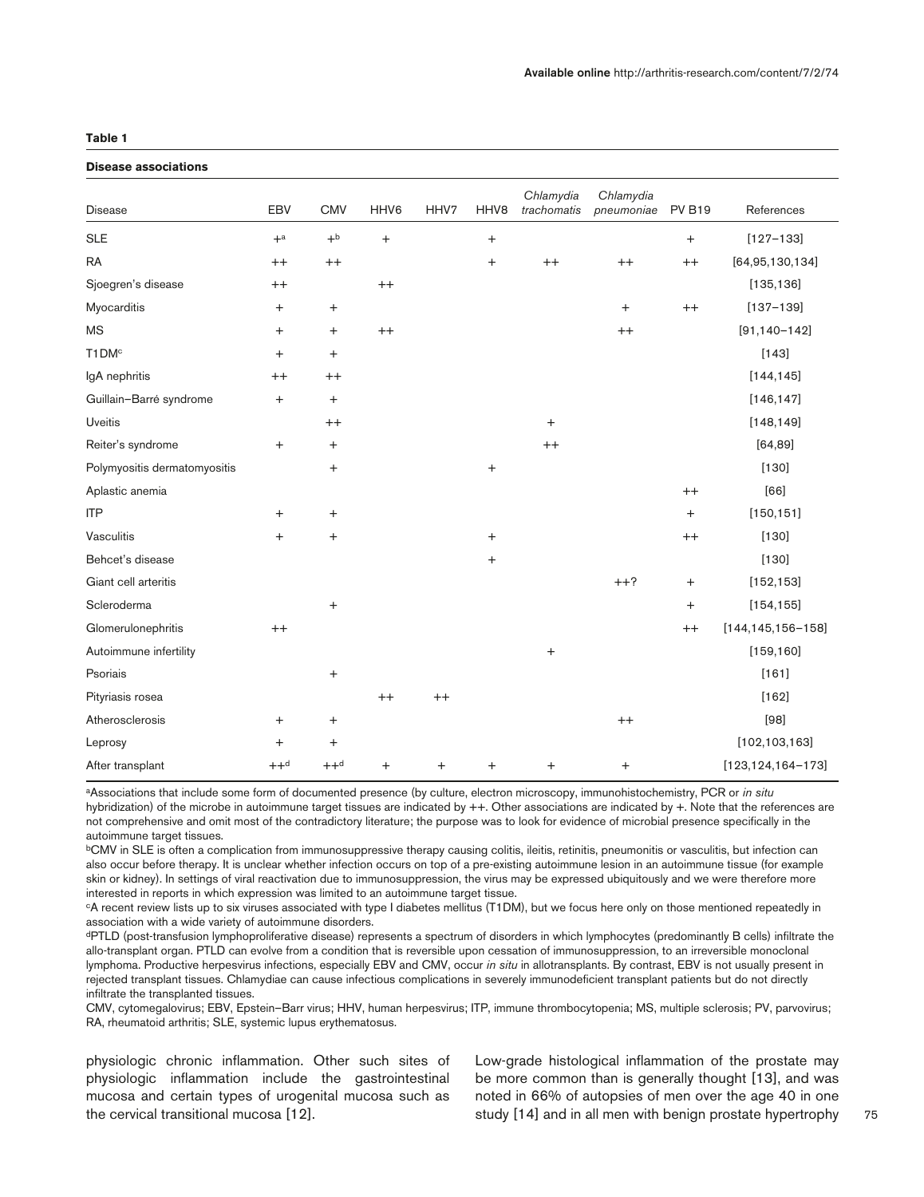**Table 1**

**Disease associations**

| Disease | EBV | CMV | HHV6 | HHV7 | HHV8 | *Chlamydia trachomatis* | *Chlamydia pneumoniae* | PV B19 | References |
|---|---|---|---|---|---|---|---|---|---|
| SLE | +[a] | +[b] | + | | + | | | + | [127–133] |
| RA | ++ | ++ | | | + | ++ | ++ | ++ | [64,95,130,134] |
| Sjoegren's disease | ++ | | ++ | | | | | | [135,136] |
| Myocarditis | + | + | | | | | + | ++ | [137–139] |
| MS | + | + | ++ | | | | ++ | | [91,140–142] |
| T1DM[c] | + | + | | | | | | | [143] |
| IgA nephritis | ++ | ++ | | | | | | | [144,145] |
| Guillain–Barré syndrome | + | + | | | | | | | [146,147] |
| Uveitis | | ++ | | | | + | | | [148,149] |
| Reiter's syndrome | + | + | | | | ++ | | | [64,89] |
| Polymyositis dermatomyositis | | + | | | + | | | | [130] |
| Aplastic anemia | | | | | | | | ++ | [66] |
| ITP | + | + | | | | | | + | [150,151] |
| Vasculitis | + | + | | | + | | | ++ | [130] |
| Behcet's disease | | | | | + | | | | [130] |
| Giant cell arteritis | | | | | | | ++? | + | [152,153] |
| Scleroderma | | + | | | | | | + | [154,155] |
| Glomerulonephritis | ++ | | | | | | | ++ | [144,145,156–158] |
| Autoimmune infertility | | | | | | + | | | [159,160] |
| Psoriais | | + | | | | | | | [161] |
| Pityriasis rosea | | | ++ | ++ | | | | | [162] |
| Atherosclerosis | + | + | | | | | ++ | | [98] |
| Leprosy | + | + | | | | | | | [102,103,163] |
| After transplant | ++[d] | ++[d] | + | + | + | + | + | | [123,124,164–173] |

[a]Associations that include some form of documented presence (by culture, electron microscopy, immunohistochemistry, PCR or *in situ* hybridization) of the microbe in autoimmune target tissues are indicated by ++. Other associations are indicated by +. Note that the references are not comprehensive and omit most of the contradictory literature; the purpose was to look for evidence of microbial presence specifically in the autoimmune target tissues.

[b]CMV in SLE is often a complication from immunosuppressive therapy causing colitis, ileitis, retinitis, pneumonitis or vasculitis, but infection can also occur before therapy. It is unclear whether infection occurs on top of a pre-existing autoimmune lesion in an autoimmune tissue (for example skin or kidney). In settings of viral reactivation due to immunosuppression, the virus may be expressed ubiquitously and we were therefore more interested in reports in which expression was limited to an autoimmune target tissue.

[c]A recent review lists up to six viruses associated with type I diabetes mellitus (T1DM), but we focus here only on those mentioned repeatedly in association with a wide variety of autoimmune disorders.

[d]PTLD (post-transfusion lymphoproliferative disease) represents a spectrum of disorders in which lymphocytes (predominantly B cells) infiltrate the allo-transplant organ. PTLD can evolve from a condition that is reversible upon cessation of immunosuppression, to an irreversible monoclonal lymphoma. Productive herpesvirus infections, especially EBV and CMV, occur *in situ* in allotransplants. By contrast, EBV is not usually present in rejected transplant tissues. Chlamydiae can cause infectious complications in severely immunodeficient transplant patients but do not directly infiltrate the transplanted tissues.

CMV, cytomegalovirus; EBV, Epstein–Barr virus; HHV, human herpesvirus; ITP, immune thrombocytopenia; MS, multiple sclerosis; PV, parvovirus; RA, rheumatoid arthritis; SLE, systemic lupus erythematosus.

physiologic chronic inflammation. Other such sites of physiologic inflammation include the gastrointestinal mucosa and certain types of urogenital mucosa such as the cervical transitional mucosa [12].

Low-grade histological inflammation of the prostate may be more common than is generally thought [13], and was noted in 66% of autopsies of men over the age 40 in one study [14] and in all men with benign prostate hypertrophy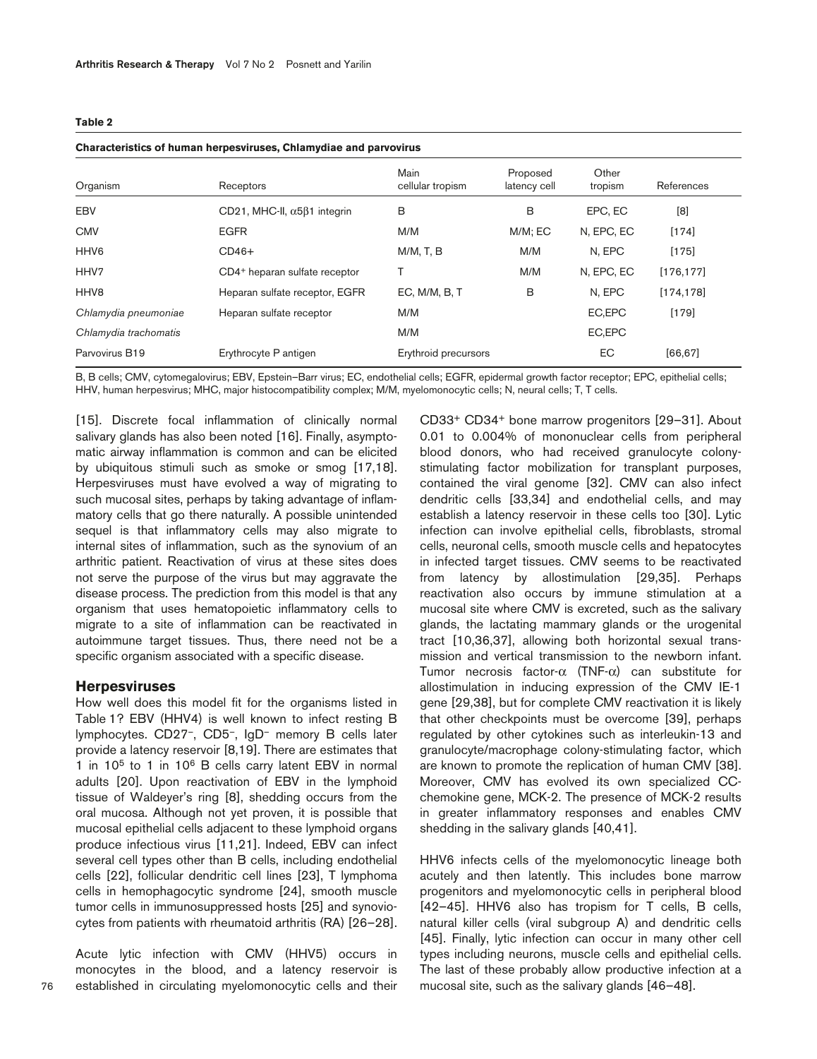**Table 2**

**Characteristics of human herpesviruses, Chlamydiae and parvovirus**

| Organism | Receptors | Main cellular tropism | Proposed latency cell | Other tropism | References |
|---|---|---|---|---|---|
| EBV | CD21, MHC-II, α5β1 integrin | B | B | EPC, EC | [8] |
| CMV | EGFR | M/M | M/M; EC | N, EPC, EC | [174] |
| HHV6 | CD46+ | M/M, T, B | M/M | N, EPC | [175] |
| HHV7 | CD4+ heparan sulfate receptor | T | M/M | N, EPC, EC | [176,177] |
| HHV8 | Heparan sulfate receptor, EGFR | EC, M/M, B, T | B | N, EPC | [174,178] |
| *Chlamydia pneumoniae* | Heparan sulfate receptor | M/M | | EC,EPC | [179] |
| *Chlamydia trachomatis* | | M/M | | EC,EPC | |
| Parvovirus B19 | Erythrocyte P antigen | Erythroid precursors | | EC | [66,67] |

B, B cells; CMV, cytomegalovirus; EBV, Epstein–Barr virus; EC, endothelial cells; EGFR, epidermal growth factor receptor; EPC, epithelial cells; HHV, human herpesvirus; MHC, major histocompatibility complex; M/M, myelomonocytic cells; N, neural cells; T, T cells.

[15]. Discrete focal inflammation of clinically normal salivary glands has also been noted [16]. Finally, asymptomatic airway inflammation is common and can be elicited by ubiquitous stimuli such as smoke or smog [17,18]. Herpesviruses must have evolved a way of migrating to such mucosal sites, perhaps by taking advantage of inflammatory cells that go there naturally. A possible unintended sequel is that inflammatory cells may also migrate to internal sites of inflammation, such as the synovium of an arthritic patient. Reactivation of virus at these sites does not serve the purpose of the virus but may aggravate the disease process. The prediction from this model is that any organism that uses hematopoietic inflammatory cells to migrate to a site of inflammation can be reactivated in autoimmune target tissues. Thus, there need not be a specific organism associated with a specific disease.

## Herpesviruses

How well does this model fit for the organisms listed in Table 1? EBV (HHV4) is well known to infect resting B lymphocytes. CD27[–], CD5[–], IgD[–] memory B cells later provide a latency reservoir [8,19]. There are estimates that 1 in $10^5$ to 1 in $10^6$ B cells carry latent EBV in normal adults [20]. Upon reactivation of EBV in the lymphoid tissue of Waldeyer's ring [8], shedding occurs from the oral mucosa. Although not yet proven, it is possible that mucosal epithelial cells adjacent to these lymphoid organs produce infectious virus [11,21]. Indeed, EBV can infect several cell types other than B cells, including endothelial cells [22], follicular dendritic cell lines [23], T lymphoma cells in hemophagocytic syndrome [24], smooth muscle tumor cells in immunosuppressed hosts [25] and synoviocytes from patients with rheumatoid arthritis (RA) [26–28].

Acute lytic infection with CMV (HHV5) occurs in monocytes in the blood, and a latency reservoir is established in circulating myelomonocytic cells and their CD33[+] CD34[+] bone marrow progenitors [29–31]. About 0.01 to 0.004% of mononuclear cells from peripheral blood donors, who had received granulocyte colony-stimulating factor mobilization for transplant purposes, contained the viral genome [32]. CMV can also infect dendritic cells [33,34] and endothelial cells, and may establish a latency reservoir in these cells too [30]. Lytic infection can involve epithelial cells, fibroblasts, stromal cells, neuronal cells, smooth muscle cells and hepatocytes in infected target tissues. CMV seems to be reactivated from latency by allostimulation [29,35]. Perhaps reactivation also occurs by immune stimulation at a mucosal site where CMV is excreted, such as the salivary glands, the lactating mammary glands or the urogenital tract [10,36,37], allowing both horizontal sexual transmission and vertical transmission to the newborn infant. Tumor necrosis factor-α (TNF-α) can substitute for allostimulation in inducing expression of the CMV IE-1 gene [29,38], but for complete CMV reactivation it is likely that other checkpoints must be overcome [39], perhaps regulated by other cytokines such as interleukin-13 and granulocyte/macrophage colony-stimulating factor, which are known to promote the replication of human CMV [38]. Moreover, CMV has evolved its own specialized CC-chemokine gene, MCK-2. The presence of MCK-2 results in greater inflammatory responses and enables CMV shedding in the salivary glands [40,41].

HHV6 infects cells of the myelomonocytic lineage both acutely and then latently. This includes bone marrow progenitors and myelomonocytic cells in peripheral blood [42–45]. HHV6 also has tropism for T cells, B cells, natural killer cells (viral subgroup A) and dendritic cells [45]. Finally, lytic infection can occur in many other cell types including neurons, muscle cells and epithelial cells. The last of these probably allow productive infection at a mucosal site, such as the salivary glands [46–48].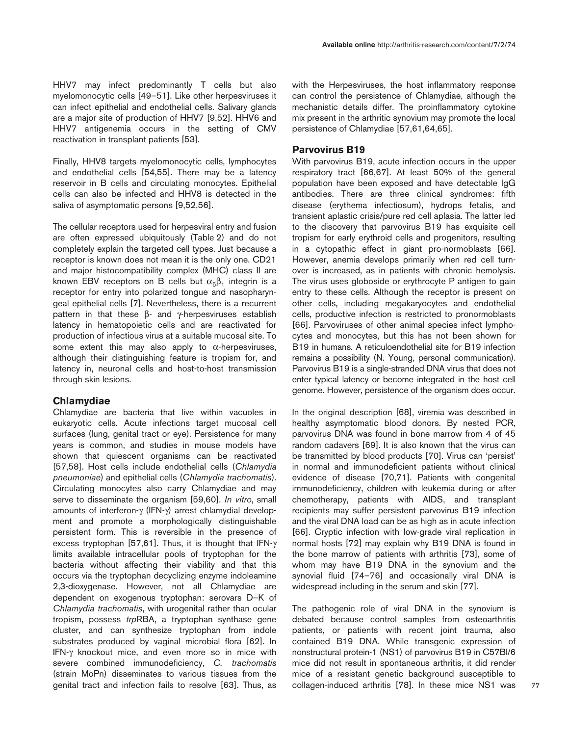HHV7 may infect predominantly T cells but also myelomonocytic cells [49–51]. Like other herpesviruses it can infect epithelial and endothelial cells. Salivary glands are a major site of production of HHV7 [9,52]. HHV6 and HHV7 antigenemia occurs in the setting of CMV reactivation in transplant patients [53].

Finally, HHV8 targets myelomonocytic cells, lymphocytes and endothelial cells [54,55]. There may be a latency reservoir in B cells and circulating monocytes. Epithelial cells can also be infected and HHV8 is detected in the saliva of asymptomatic persons [9,52,56].

The cellular receptors used for herpesviral entry and fusion are often expressed ubiquitously (Table 2) and do not completely explain the targeted cell types. Just because a receptor is known does not mean it is the only one. CD21 and major histocompatibility complex (MHC) class II are known EBV receptors on B cells but $\alpha_5\beta_1$ integrin is a receptor for entry into polarized tongue and nasopharyngeal epithelial cells [7]. Nevertheless, there is a recurrent pattern in that these β- and γ-herpesviruses establish latency in hematopoietic cells and are reactivated for production of infectious virus at a suitable mucosal site. To some extent this may also apply to α-herpesviruses, although their distinguishing feature is tropism for, and latency in, neuronal cells and host-to-host transmission through skin lesions.

## Chlamydiae

Chlamydiae are bacteria that live within vacuoles in eukaryotic cells. Acute infections target mucosal cell surfaces (lung, genital tract or eye). Persistence for many years is common, and studies in mouse models have shown that quiescent organisms can be reactivated [57,58]. Host cells include endothelial cells (*Chlamydia pneumoniae*) and epithelial cells (*Chlamydia trachomatis*). Circulating monocytes also carry Chlamydiae and may serve to disseminate the organism [59,60]. *In vitro*, small amounts of interferon-γ (IFN-γ) arrest chlamydial development and promote a morphologically distinguishable persistent form. This is reversible in the presence of excess tryptophan [57,61]. Thus, it is thought that IFN-γ limits available intracellular pools of tryptophan for the bacteria without affecting their viability and that this occurs via the tryptophan decyclizing enzyme indoleamine 2,3-dioxygenase. However, not all Chlamydiae are dependent on exogenous tryptophan: serovars D–K of *Chlamydia trachomatis*, with urogenital rather than ocular tropism, possess *trp*RBA, a tryptophan synthase gene cluster, and can synthesize tryptophan from indole substrates produced by vaginal microbial flora [62]. In IFN-γ knockout mice, and even more so in mice with severe combined immunodeficiency, *C. trachomatis* (strain MoPn) disseminates to various tissues from the genital tract and infection fails to resolve [63]. Thus, as with the Herpesviruses, the host inflammatory response can control the persistence of Chlamydiae, although the mechanistic details differ. The proinflammatory cytokine mix present in the arthritic synovium may promote the local persistence of Chlamydiae [57,61,64,65].

## Parvovirus B19

With parvovirus B19, acute infection occurs in the upper respiratory tract [66,67]. At least 50% of the general population have been exposed and have detectable IgG antibodies. There are three clinical syndromes: fifth disease (erythema infectiosum), hydrops fetalis, and transient aplastic crisis/pure red cell aplasia. The latter led to the discovery that parvovirus B19 has exquisite cell tropism for early erythroid cells and progenitors, resulting in a cytopathic effect in giant pro-normoblasts [66]. However, anemia develops primarily when red cell turnover is increased, as in patients with chronic hemolysis. The virus uses globoside or erythrocyte P antigen to gain entry to these cells. Although the receptor is present on other cells, including megakaryocytes and endothelial cells, productive infection is restricted to pronormoblasts [66]. Parvoviruses of other animal species infect lymphocytes and monocytes, but this has not been shown for B19 in humans. A reticuloendothelial site for B19 infection remains a possibility (N. Young, personal communication). Parvovirus B19 is a single-stranded DNA virus that does not enter typical latency or become integrated in the host cell genome. However, persistence of the organism does occur.

In the original description [68], viremia was described in healthy asymptomatic blood donors. By nested PCR, parvovirus DNA was found in bone marrow from 4 of 45 random cadavers [69]. It is also known that the virus can be transmitted by blood products [70]. Virus can 'persist' in normal and immunodeficient patients without clinical evidence of disease [70,71]. Patients with congenital immunodeficiency, children with leukemia during or after chemotherapy, patients with AIDS, and transplant recipients may suffer persistent parvovirus B19 infection and the viral DNA load can be as high as in acute infection [66]. Cryptic infection with low-grade viral replication in normal hosts [72] may explain why B19 DNA is found in the bone marrow of patients with arthritis [73], some of whom may have B19 DNA in the synovium and the synovial fluid [74–76] and occasionally viral DNA is widespread including in the serum and skin [77].

The pathogenic role of viral DNA in the synovium is debated because control samples from osteoarthritis patients, or patients with recent joint trauma, also contained B19 DNA. While transgenic expression of nonstructural protein-1 (NS1) of parvovirus B19 in C57Bl/6 mice did not result in spontaneous arthritis, it did render mice of a resistant genetic background susceptible to collagen-induced arthritis [78]. In these mice NS1 was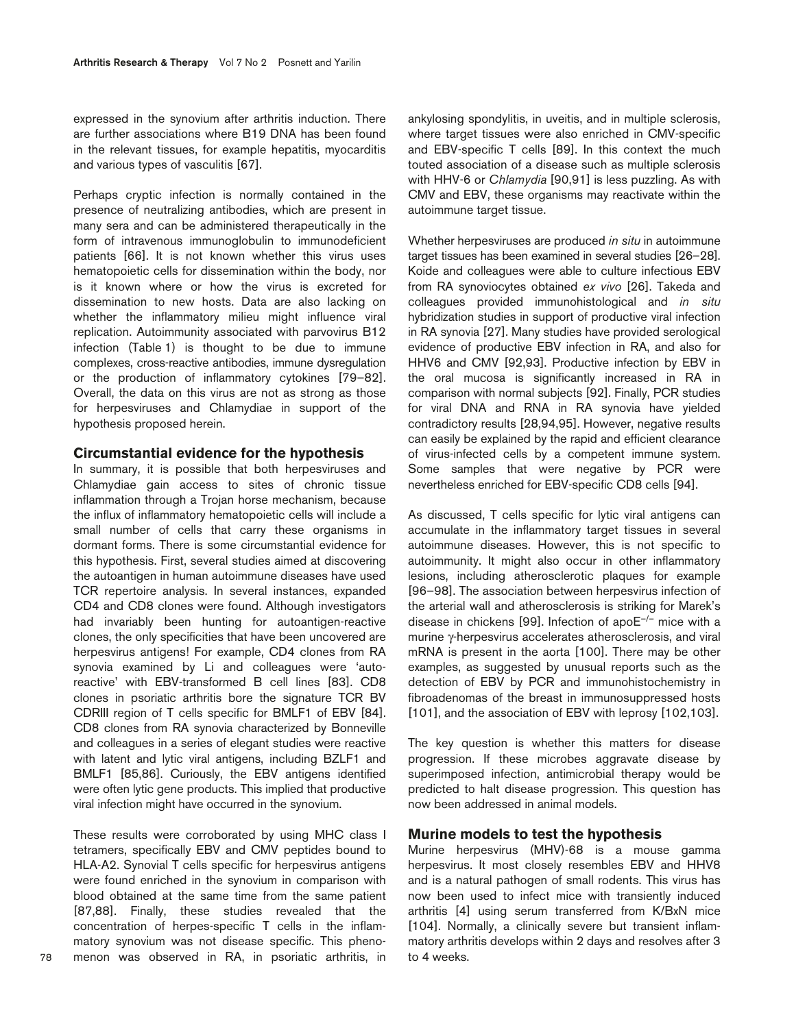expressed in the synovium after arthritis induction. There are further associations where B19 DNA has been found in the relevant tissues, for example hepatitis, myocarditis and various types of vasculitis [67].

Perhaps cryptic infection is normally contained in the presence of neutralizing antibodies, which are present in many sera and can be administered therapeutically in the form of intravenous immunoglobulin to immunodeficient patients [66]. It is not known whether this virus uses hematopoietic cells for dissemination within the body, nor is it known where or how the virus is excreted for dissemination to new hosts. Data are also lacking on whether the inflammatory milieu might influence viral replication. Autoimmunity associated with parvovirus B12 infection (Table 1) is thought to be due to immune complexes, cross-reactive antibodies, immune dysregulation or the production of inflammatory cytokines [79–82]. Overall, the data on this virus are not as strong as those for herpesviruses and Chlamydiae in support of the hypothesis proposed herein.

## Circumstantial evidence for the hypothesis

In summary, it is possible that both herpesviruses and Chlamydiae gain access to sites of chronic tissue inflammation through a Trojan horse mechanism, because the influx of inflammatory hematopoietic cells will include a small number of cells that carry these organisms in dormant forms. There is some circumstantial evidence for this hypothesis. First, several studies aimed at discovering the autoantigen in human autoimmune diseases have used TCR repertoire analysis. In several instances, expanded CD4 and CD8 clones were found. Although investigators had invariably been hunting for autoantigen-reactive clones, the only specificities that have been uncovered are herpesvirus antigens! For example, CD4 clones from RA synovia examined by Li and colleagues were 'autoreactive' with EBV-transformed B cell lines [83]. CD8 clones in psoriatic arthritis bore the signature TCR BV CDRIII region of T cells specific for BMLF1 of EBV [84]. CD8 clones from RA synovia characterized by Bonneville and colleagues in a series of elegant studies were reactive with latent and lytic viral antigens, including BZLF1 and BMLF1 [85,86]. Curiously, the EBV antigens identified were often lytic gene products. This implied that productive viral infection might have occurred in the synovium.

These results were corroborated by using MHC class I tetramers, specifically EBV and CMV peptides bound to HLA-A2. Synovial T cells specific for herpesvirus antigens were found enriched in the synovium in comparison with blood obtained at the same time from the same patient [87,88]. Finally, these studies revealed that the concentration of herpes-specific T cells in the inflammatory synovium was not disease specific. This phenomenon was observed in RA, in psoriatic arthritis, in ankylosing spondylitis, in uveitis, and in multiple sclerosis, where target tissues were also enriched in CMV-specific and EBV-specific T cells [89]. In this context the much touted association of a disease such as multiple sclerosis with HHV-6 or *Chlamydia* [90,91] is less puzzling. As with CMV and EBV, these organisms may reactivate within the autoimmune target tissue.

Whether herpesviruses are produced *in situ* in autoimmune target tissues has been examined in several studies [26–28]. Koide and colleagues were able to culture infectious EBV from RA synoviocytes obtained *ex vivo* [26]. Takeda and colleagues provided immunohistological and *in situ* hybridization studies in support of productive viral infection in RA synovia [27]. Many studies have provided serological evidence of productive EBV infection in RA, and also for HHV6 and CMV [92,93]. Productive infection by EBV in the oral mucosa is significantly increased in RA in comparison with normal subjects [92]. Finally, PCR studies for viral DNA and RNA in RA synovia have yielded contradictory results [28,94,95]. However, negative results can easily be explained by the rapid and efficient clearance of virus-infected cells by a competent immune system. Some samples that were negative by PCR were nevertheless enriched for EBV-specific CD8 cells [94].

As discussed, T cells specific for lytic viral antigens can accumulate in the inflammatory target tissues in several autoimmune diseases. However, this is not specific to autoimmunity. It might also occur in other inflammatory lesions, including atherosclerotic plaques for example [96–98]. The association between herpesvirus infection of the arterial wall and atherosclerosis is striking for Marek's disease in chickens [99]. Infection of apo$E^{-/-}$ mice with a murine γ-herpesvirus accelerates atherosclerosis, and viral mRNA is present in the aorta [100]. There may be other examples, as suggested by unusual reports such as the detection of EBV by PCR and immunohistochemistry in fibroadenomas of the breast in immunosuppressed hosts [101], and the association of EBV with leprosy [102,103].

The key question is whether this matters for disease progression. If these microbes aggravate disease by superimposed infection, antimicrobial therapy would be predicted to halt disease progression. This question has now been addressed in animal models.

## Murine models to test the hypothesis

Murine herpesvirus (MHV)-68 is a mouse gamma herpesvirus. It most closely resembles EBV and HHV8 and is a natural pathogen of small rodents. This virus has now been used to infect mice with transiently induced arthritis [4] using serum transferred from K/BxN mice [104]. Normally, a clinically severe but transient inflammatory arthritis develops within 2 days and resolves after 3 to 4 weeks.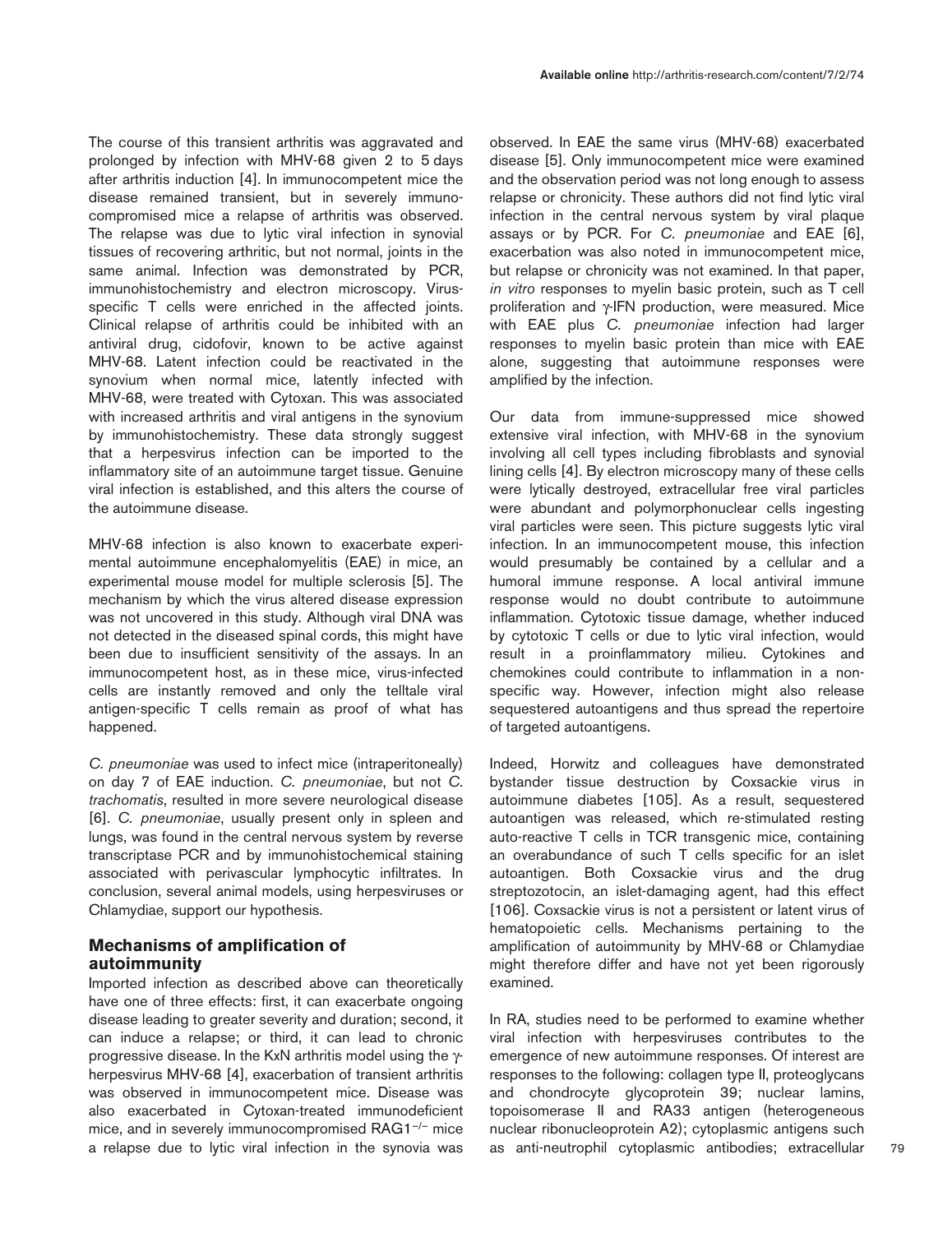The course of this transient arthritis was aggravated and prolonged by infection with MHV-68 given 2 to 5 days after arthritis induction [4]. In immunocompetent mice the disease remained transient, but in severely immunocompromised mice a relapse of arthritis was observed. The relapse was due to lytic viral infection in synovial tissues of recovering arthritic, but not normal, joints in the same animal. Infection was demonstrated by PCR, immunohistochemistry and electron microscopy. Virus-specific T cells were enriched in the affected joints. Clinical relapse of arthritis could be inhibited with an antiviral drug, cidofovir, known to be active against MHV-68. Latent infection could be reactivated in the synovium when normal mice, latently infected with MHV-68, were treated with Cytoxan. This was associated with increased arthritis and viral antigens in the synovium by immunohistochemistry. These data strongly suggest that a herpesvirus infection can be imported to the inflammatory site of an autoimmune target tissue. Genuine viral infection is established, and this alters the course of the autoimmune disease.

MHV-68 infection is also known to exacerbate experimental autoimmune encephalomyelitis (EAE) in mice, an experimental mouse model for multiple sclerosis [5]. The mechanism by which the virus altered disease expression was not uncovered in this study. Although viral DNA was not detected in the diseased spinal cords, this might have been due to insufficient sensitivity of the assays. In an immunocompetent host, as in these mice, virus-infected cells are instantly removed and only the telltale viral antigen-specific T cells remain as proof of what has happened.

*C. pneumoniae* was used to infect mice (intraperitoneally) on day 7 of EAE induction. *C. pneumoniae*, but not *C. trachomatis*, resulted in more severe neurological disease [6]. *C. pneumoniae*, usually present only in spleen and lungs, was found in the central nervous system by reverse transcriptase PCR and by immunohistochemical staining associated with perivascular lymphocytic infiltrates. In conclusion, several animal models, using herpesviruses or Chlamydiae, support our hypothesis.

## Mechanisms of amplification of autoimmunity

Imported infection as described above can theoretically have one of three effects: first, it can exacerbate ongoing disease leading to greater severity and duration; second, it can induce a relapse; or third, it can lead to chronic progressive disease. In the KxN arthritis model using the γ-herpesvirus MHV-68 [4], exacerbation of transient arthritis was observed in immunocompetent mice. Disease was also exacerbated in Cytoxan-treated immunodeficient mice, and in severely immunocompromised RAG1$^{-/-}$ mice a relapse due to lytic viral infection in the synovia was observed. In EAE the same virus (MHV-68) exacerbated disease [5]. Only immunocompetent mice were examined and the observation period was not long enough to assess relapse or chronicity. These authors did not find lytic viral infection in the central nervous system by viral plaque assays or by PCR. For *C. pneumoniae* and EAE [6], exacerbation was also noted in immunocompetent mice, but relapse or chronicity was not examined. In that paper, *in vitro* responses to myelin basic protein, such as T cell proliferation and γ-IFN production, were measured. Mice with EAE plus *C. pneumoniae* infection had larger responses to myelin basic protein than mice with EAE alone, suggesting that autoimmune responses were amplified by the infection.

Our data from immune-suppressed mice showed extensive viral infection, with MHV-68 in the synovium involving all cell types including fibroblasts and synovial lining cells [4]. By electron microscopy many of these cells were lytically destroyed, extracellular free viral particles were abundant and polymorphonuclear cells ingesting viral particles were seen. This picture suggests lytic viral infection. In an immunocompetent mouse, this infection would presumably be contained by a cellular and a humoral immune response. A local antiviral immune response would no doubt contribute to autoimmune inflammation. Cytotoxic tissue damage, whether induced by cytotoxic T cells or due to lytic viral infection, would result in a proinflammatory milieu. Cytokines and chemokines could contribute to inflammation in a non-specific way. However, infection might also release sequestered autoantigens and thus spread the repertoire of targeted autoantigens.

Indeed, Horwitz and colleagues have demonstrated bystander tissue destruction by Coxsackie virus in autoimmune diabetes [105]. As a result, sequestered autoantigen was released, which re-stimulated resting auto-reactive T cells in TCR transgenic mice, containing an overabundance of such T cells specific for an islet autoantigen. Both Coxsackie virus and the drug streptozotocin, an islet-damaging agent, had this effect [106]. Coxsackie virus is not a persistent or latent virus of hematopoietic cells. Mechanisms pertaining to the amplification of autoimmunity by MHV-68 or Chlamydiae might therefore differ and have not yet been rigorously examined.

In RA, studies need to be performed to examine whether viral infection with herpesviruses contributes to the emergence of new autoimmune responses. Of interest are responses to the following: collagen type II, proteoglycans and chondrocyte glycoprotein 39; nuclear lamins, topoisomerase II and RA33 antigen (heterogeneous nuclear ribonucleoprotein A2); cytoplasmic antigens such as anti-neutrophil cytoplasmic antibodies; extracellular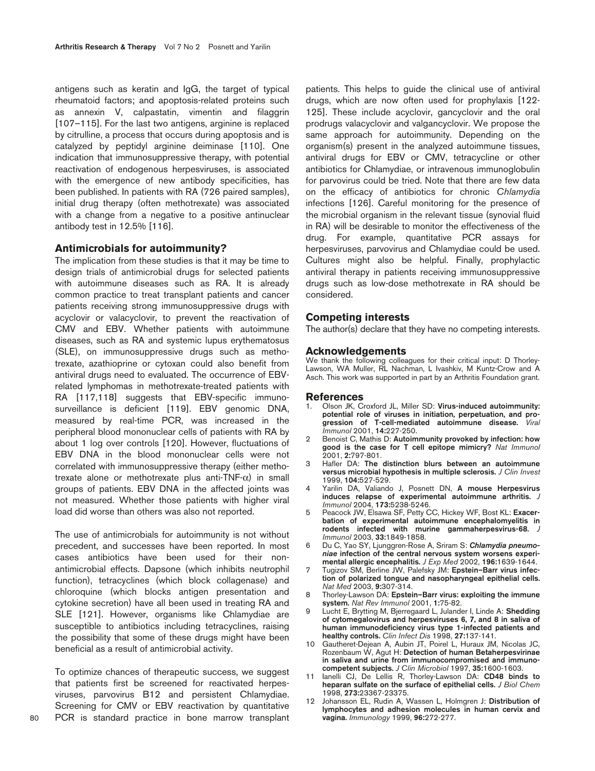antigens such as keratin and IgG, the target of typical rheumatoid factors; and apoptosis-related proteins such as annexin V, calpastatin, vimentin and filaggrin [107–115]. For the last two antigens, arginine is replaced by citrulline, a process that occurs during apoptosis and is catalyzed by peptidyl arginine deiminase [110]. One indication that immunosuppressive therapy, with potential reactivation of endogenous herpesviruses, is associated with the emergence of new antibody specificities, has been published. In patients with RA (726 paired samples), initial drug therapy (often methotrexate) was associated with a change from a negative to a positive antinuclear antibody test in 12.5% [116].

## Antimicrobials for autoimmunity?

The implication from these studies is that it may be time to design trials of antimicrobial drugs for selected patients with autoimmune diseases such as RA. It is already common practice to treat transplant patients and cancer patients receiving strong immunosuppressive drugs with acyclovir or valacyclovir, to prevent the reactivation of CMV and EBV. Whether patients with autoimmune diseases, such as RA and systemic lupus erythematosus (SLE), on immunosuppressive drugs such as methotrexate, azathioprine or cytoxan could also benefit from antiviral drugs need to evaluated. The occurrence of EBV-related lymphomas in methotrexate-treated patients with RA [117,118] suggests that EBV-specific immunosurveillance is deficient [119]. EBV genomic DNA, measured by real-time PCR, was increased in the peripheral blood mononuclear cells of patients with RA by about 1 log over controls [120]. However, fluctuations of EBV DNA in the blood mononuclear cells were not correlated with immunosuppressive therapy (either methotrexate alone or methotrexate plus anti-TNF-$\alpha$) in small groups of patients. EBV DNA in the affected joints was not measured. Whether those patients with higher viral load did worse than others was also not reported.

The use of antimicrobials for autoimmunity is not without precedent, and successes have been reported. In most cases antibiotics have been used for their non-antimicrobial effects. Dapsone (which inhibits neutrophil function), tetracyclines (which block collagenase) and chloroquine (which blocks antigen presentation and cytokine secretion) have all been used in treating RA and SLE [121]. However, organisms like Chlamydiae are susceptible to antibiotics including tetracyclines, raising the possibility that some of these drugs might have been beneficial as a result of antimicrobial activity.

To optimize chances of therapeutic success, we suggest that patients first be screened for reactivated herpesviruses, parvovirus B12 and persistent Chlamydiae. Screening for CMV or EBV reactivation by quantitative PCR is standard practice in bone marrow transplant patients. This helps to guide the clinical use of antiviral drugs, which are now often used for prophylaxis [122-125]. These include acyclovir, gancyclovir and the oral prodrugs valacyclovir and valgancyclovir. We propose the same approach for autoimmunity. Depending on the organism(s) present in the analyzed autoimmune tissues, antiviral drugs for EBV or CMV, tetracycline or other antibiotics for Chlamydiae, or intravenous immunoglobulin for parvovirus could be tried. Note that there are few data on the efficacy of antibiotics for chronic *Chlamydia* infections [126]. Careful monitoring for the presence of the microbial organism in the relevant tissue (synovial fluid in RA) will be desirable to monitor the effectiveness of the drug. For example, quantitative PCR assays for herpesviruses, parvovirus and Chlamydiae could be used. Cultures might also be helpful. Finally, prophylactic antiviral therapy in patients receiving immunosuppressive drugs such as low-dose methotrexate in RA should be considered.

## Competing interests

The author(s) declare that they have no competing interests.

## Acknowledgements

We thank the following colleagues for their critical input: D Thorley-Lawson, WA Muller, RL Nachman, L Ivashkiv, M Kuntz-Crow and A Asch. This work was supported in part by an Arthritis Foundation grant.

## References

1. Olson JK, Croxford JL, Miller SD: **Virus-induced autoimmunity: potential role of viruses in initiation, perpetuation, and progression of T-cell-mediated autoimmune disease.** *Viral Immunol* 2001, **14:**227-250.
2. Benoist C, Mathis D: **Autoimmunity provoked by infection: how good is the case for T cell epitope mimicry?** *Nat Immunol* 2001, **2:**797-801.
3. Hafler DA: **The distinction blurs between an autoimmune versus microbial hypothesis in multiple sclerosis.** *J Clin Invest* 1999, **104:**527-529.
4. Yarilin DA, Valiando J, Posnett DN, **A mouse Herpesvirus induces relapse of experimental autoimmune arthritis.** *J Immunol* 2004, **173:**5238-5246.
5. Peacock JW, Elsawa SF, Petty CC, Hickey WF, Bost KL: **Exacerbation of experimental autoimmune encephalomyelitis in rodents infected with murine gammaherpesvirus-68.** *J Immunol* 2003, **33:**1849-1858.
6. Du C, Yao SY, Ljunggren-Rose A, Sriram S: ***Chlamydia pneumoniae*** **infection of the central nervous system worsens experimental allergic encephalitis.** *J Exp Med* 2002, **196:**1639-1644.
7. Tugizov SM, Berline JW, Palefsky JM: **Epstein–Barr virus infection of polarized tongue and nasopharyngeal epithelial cells.** *Nat Med* 2003, **9:**307-314.
8. Thorley-Lawson DA: **Epstein–Barr virus: exploiting the immune system.** *Nat Rev Immunol* 2001, **1:**75-82.
9. Lucht E, Brytting M, Bjerregaard L, Julander I, Linde A: **Shedding of cytomegalovirus and herpesviruses 6, 7, and 8 in saliva of human immunodeficiency virus type 1-infected patients and healthy controls.** *Clin Infect Dis* 1998, **27:**137-141.
10. Gautheret-Dejean A, Aubin JT, Poirel L, Huraux JM, Nicolas JC, Rozenbaum W, Agut H: **Detection of human Betaherpesvirinae in saliva and urine from immunocompromised and immunocompetent subjects.** *J Clin Microbiol* 1997, **35:**1600-1603.
11. Ianelli CJ, De Lellis R, Thorley-Lawson DA: **CD48 binds to heparan sulfate on the surface of epithelial cells.** *J Biol Chem* 1998, **273:**23367-23375.
12. Johansson EL, Rudin A, Wassen L, Holmgren J: **Distribution of lymphocytes and adhesion molecules in human cervix and vagina.** *Immunology* 1999, **96:**272-277.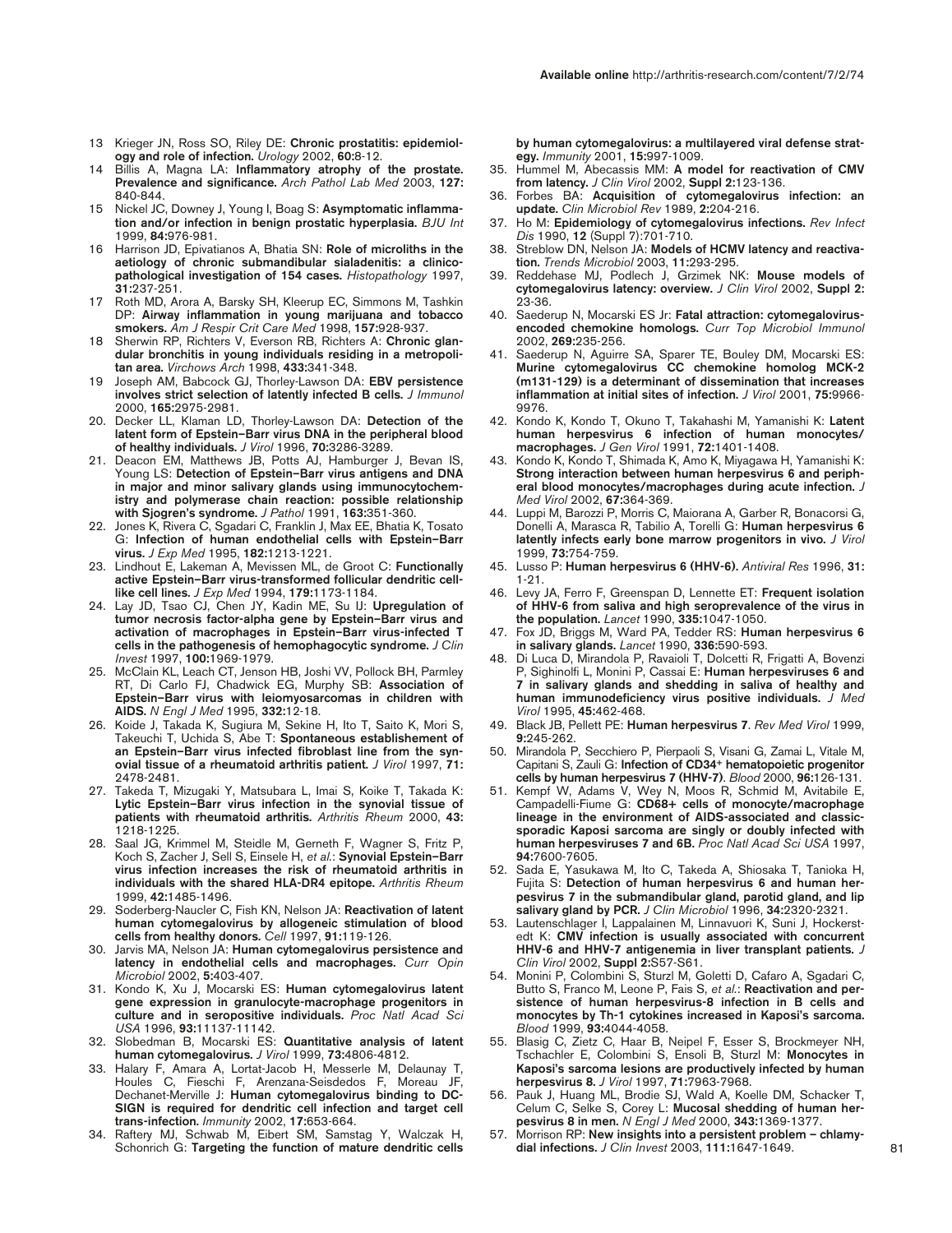13. Krieger JN, Ross SO, Riley DE: **Chronic prostatitis: epidemiology and role of infection.** *Urology* 2002, **60:**8-12.
14. Billis A, Magna LA: **Inflammatory atrophy of the prostate. Prevalence and significance.** *Arch Pathol Lab Med* 2003, **127:** 840-844.
15. Nickel JC, Downey J, Young I, Boag S: **Asymptomatic inflammation and/or infection in benign prostatic hyperplasia.** *BJU Int* 1999, **84:**976-981.
16. Harrison JD, Epivatianos A, Bhatia SN: **Role of microliths in the aetiology of chronic submandibular sialadenitis: a clinicopathological investigation of 154 cases.** *Histopathology* 1997, **31:**237-251.
17. Roth MD, Arora A, Barsky SH, Kleerup EC, Simmons M, Tashkin DP: **Airway inflammation in young marijuana and tobacco smokers.** *Am J Respir Crit Care Med* 1998, **157:**928-937.
18. Sherwin RP, Richters V, Everson RB, Richters A: **Chronic glandular bronchitis in young individuals residing in a metropolitan area.** *Virchows Arch* 1998, **433:**341-348.
19. Joseph AM, Babcock GJ, Thorley-Lawson DA: **EBV persistence involves strict selection of latently infected B cells.** *J Immunol* 2000, **165:**2975-2981.
20. Decker LL, Klaman LD, Thorley-Lawson DA: **Detection of the latent form of Epstein–Barr virus DNA in the peripheral blood of healthy individuals.** *J Virol* 1996, **70:**3286-3289.
21. Deacon EM, Matthews JB, Potts AJ, Hamburger J, Bevan IS, Young LS: **Detection of Epstein–Barr virus antigens and DNA in major and minor salivary glands using immunocytochemistry and polymerase chain reaction: possible relationship with Sjogren's syndrome.** *J Pathol* 1991, **163:**351-360.
22. Jones K, Rivera C, Sgadari C, Franklin J, Max EE, Bhatia K, Tosato G: **Infection of human endothelial cells with Epstein–Barr virus.** *J Exp Med* 1995, **182:**1213-1221.
23. Lindhout E, Lakeman A, Mevissen ML, de Groot C: **Functionally active Epstein–Barr virus-transformed follicular dendritic cell-like cell lines.** *J Exp Med* 1994, **179:**1173-1184.
24. Lay JD, Tsao CJ, Chen JY, Kadin ME, Su IJ: **Upregulation of tumor necrosis factor-alpha gene by Epstein–Barr virus and activation of macrophages in Epstein–Barr virus-infected T cells in the pathogenesis of hemophagocytic syndrome.** *J Clin Invest* 1997, **100:**1969-1979.
25. McClain KL, Leach CT, Jenson HB, Joshi VV, Pollock BH, Parmley RT, Di Carlo FJ, Chadwick EG, Murphy SB: **Association of Epstein–Barr virus with leiomyosarcomas in children with AIDS.** *N Engl J Med* 1995, **332:**12-18.
26. Koide J, Takada K, Sugiura M, Sekine H, Ito T, Saito K, Mori S, Takeuchi T, Uchida S, Abe T: **Spontaneous establishment of an Epstein–Barr virus infected fibroblast line from the synovial tissue of a rheumatoid arthritis patient.** *J Virol* 1997, **71:** 2478-2481.
27. Takeda T, Mizugaki Y, Matsubara L, Imai S, Koike T, Takada K: **Lytic Epstein–Barr virus infection in the synovial tissue of patients with rheumatoid arthritis.** *Arthritis Rheum* 2000, **43:** 1218-1225.
28. Saal JG, Krimmel M, Steidle M, Gerneth F, Wagner S, Fritz P, Koch S, Zacher J, Sell S, Einsele H, *et al.*: **Synovial Epstein–Barr virus infection increases the risk of rheumatoid arthritis in individuals with the shared HLA-DR4 epitope.** *Arthritis Rheum* 1999, **42:**1485-1496.
29. Soderberg-Naucler C, Fish KN, Nelson JA: **Reactivation of latent human cytomegalovirus by allogeneic stimulation of blood cells from healthy donors.** *Cell* 1997, **91:**119-126.
30. Jarvis MA, Nelson JA: **Human cytomegalovirus persistence and latency in endothelial cells and macrophages.** *Curr Opin Microbiol* 2002, **5:**403-407.
31. Kondo K, Xu J, Mocarski ES: **Human cytomegalovirus latent gene expression in granulocyte-macrophage progenitors in culture and in seropositive individuals.** *Proc Natl Acad Sci USA* 1996, **93:**11137-11142.
32. Slobedman B, Mocarski ES: **Quantitative analysis of latent human cytomegalovirus.** *J Virol* 1999, **73:**4806-4812.
33. Halary F, Amara A, Lortat-Jacob H, Messerle M, Delaunay T, Houles C, Fieschi F, Arenzana-Seisdedos F, Moreau JF, Dechanet-Merville J: **Human cytomegalovirus binding to DC-SIGN is required for dendritic cell infection and target cell trans-infection.** *Immunity* 2002, **17:**653-664.
34. Raftery MJ, Schwab M, Eibert SM, Samstag Y, Walczak H, Schonrich G: **Targeting the function of mature dendritic cells by human cytomegalovirus: a multilayered viral defense strategy.** *Immunity* 2001, **15:**997-1009.
35. Hummel M, Abecassis MM: **A model for reactivation of CMV from latency.** *J Clin Virol* 2002, **Suppl 2:**123-136.
36. Forbes BA: **Acquisition of cytomegalovirus infection: an update.** *Clin Microbiol Rev* 1989, **2:**204-216.
37. Ho M: **Epidemiology of cytomegalovirus infections.** *Rev Infect Dis* 1990, **12** (Suppl 7):701-710.
38. Streblow DN, Nelson JA: **Models of HCMV latency and reactivation.** *Trends Microbiol* 2003, **11:**293-295.
39. Reddehase MJ, Podlech J, Grzimek NK: **Mouse models of cytomegalovirus latency: overview.** *J Clin Virol* 2002, **Suppl 2:** 23-36.
40. Saederup N, Mocarski ES Jr: **Fatal attraction: cytomegalovirus-encoded chemokine homologs.** *Curr Top Microbiol Immunol* 2002, **269:**235-256.
41. Saederup N, Aguirre SA, Sparer TE, Bouley DM, Mocarski ES: **Murine cytomegalovirus CC chemokine homolog MCK-2 (m131-129) is a determinant of dissemination that increases inflammation at initial sites of infection.** *J Virol* 2001, **75:**9966-9976.
42. Kondo K, Kondo T, Okuno T, Takahashi M, Yamanishi K: **Latent human herpesvirus 6 infection of human monocytes/macrophages.** *J Gen Virol* 1991, **72:**1401-1408.
43. Kondo K, Kondo T, Shimada K, Amo K, Miyagawa H, Yamanishi K: **Strong interaction between human herpesvirus 6 and peripheral blood monocytes/macrophages during acute infection.** *J Med Virol* 2002, **67:**364-369.
44. Luppi M, Barozzi P, Morris C, Maiorana A, Garber R, Bonacorsi G, Donelli A, Marasca R, Tabilio A, Torelli G: **Human herpesvirus 6 latently infects early bone marrow progenitors in vivo.** *J Virol* 1999, **73:**754-759.
45. Lusso P: **Human herpesvirus 6 (HHV-6).** *Antiviral Res* 1996, **31:** 1-21.
46. Levy JA, Ferro F, Greenspan D, Lennette ET: **Frequent isolation of HHV-6 from saliva and high seroprevalence of the virus in the population.** *Lancet* 1990, **335:**1047-1050.
47. Fox JD, Briggs M, Ward PA, Tedder RS: **Human herpesvirus 6 in salivary glands.** *Lancet* 1990, **336:**590-593.
48. Di Luca D, Mirandola P, Ravaioli T, Dolcetti R, Frigatti A, Bovenzi P, Sighinolfi L, Monini P, Cassai E: **Human herpesviruses 6 and 7 in salivary glands and shedding in saliva of healthy and human immunodeficiency virus positive individuals.** *J Med Virol* 1995, **45:**462-468.
49. Black JB, Pellett PE: **Human herpesvirus 7.** *Rev Med Virol* 1999, **9:**245-262.
50. Mirandola P, Secchiero P, Pierpaoli S, Visani G, Zamai L, Vitale M, Capitani S, Zauli G: **Infection of CD34+ hematopoietic progenitor cells by human herpesvirus 7 (HHV-7).** *Blood* 2000, **96:**126-131.
51. Kempf W, Adams V, Wey N, Moos R, Schmid M, Avitabile E, Campadelli-Fiume G: **CD68+ cells of monocyte/macrophage lineage in the environment of AIDS-associated and classic-sporadic Kaposi sarcoma are singly or doubly infected with human herpesviruses 7 and 6B.** *Proc Natl Acad Sci USA* 1997, **94:**7600-7605.
52. Sada E, Yasukawa M, Ito C, Takeda A, Shiosaka T, Tanioka H, Fujita S: **Detection of human herpesvirus 6 and human herpesvirus 7 in the submandibular gland, parotid gland, and lip salivary gland by PCR.** *J Clin Microbiol* 1996, **34:**2320-2321.
53. Lautenschlager I, Lappalainen M, Linnavuori K, Suni J, Hockerstedt K: **CMV infection is usually associated with concurrent HHV-6 and HHV-7 antigenemia in liver transplant patients.** *J Clin Virol* 2002, **Suppl 2:**S57-S61.
54. Monini P, Colombini S, Sturzl M, Goletti D, Cafaro A, Sgadari C, Butto S, Franco M, Leone P, Fais S, *et al.*: **Reactivation and persistence of human herpesvirus-8 infection in B cells and monocytes by Th-1 cytokines increased in Kaposi's sarcoma.** *Blood* 1999, **93:**4044-4058.
55. Blasig C, Zietz C, Haar B, Neipel F, Esser S, Brockmeyer NH, Tschachler E, Colombini S, Ensoli B, Sturzl M: **Monocytes in Kaposi's sarcoma lesions are productively infected by human herpesvirus 8.** *J Virol* 1997, **71:**7963-7968.
56. Pauk J, Huang ML, Brodie SJ, Wald A, Koelle DM, Schacker T, Celum C, Selke S, Corey L: **Mucosal shedding of human herpesvirus 8 in men.** *N Engl J Med* 2000, **343:**1369-1377.
57. Morrison RP: **New insights into a persistent problem – chlamydial infections.** *J Clin Invest* 2003, **111:**1647-1649.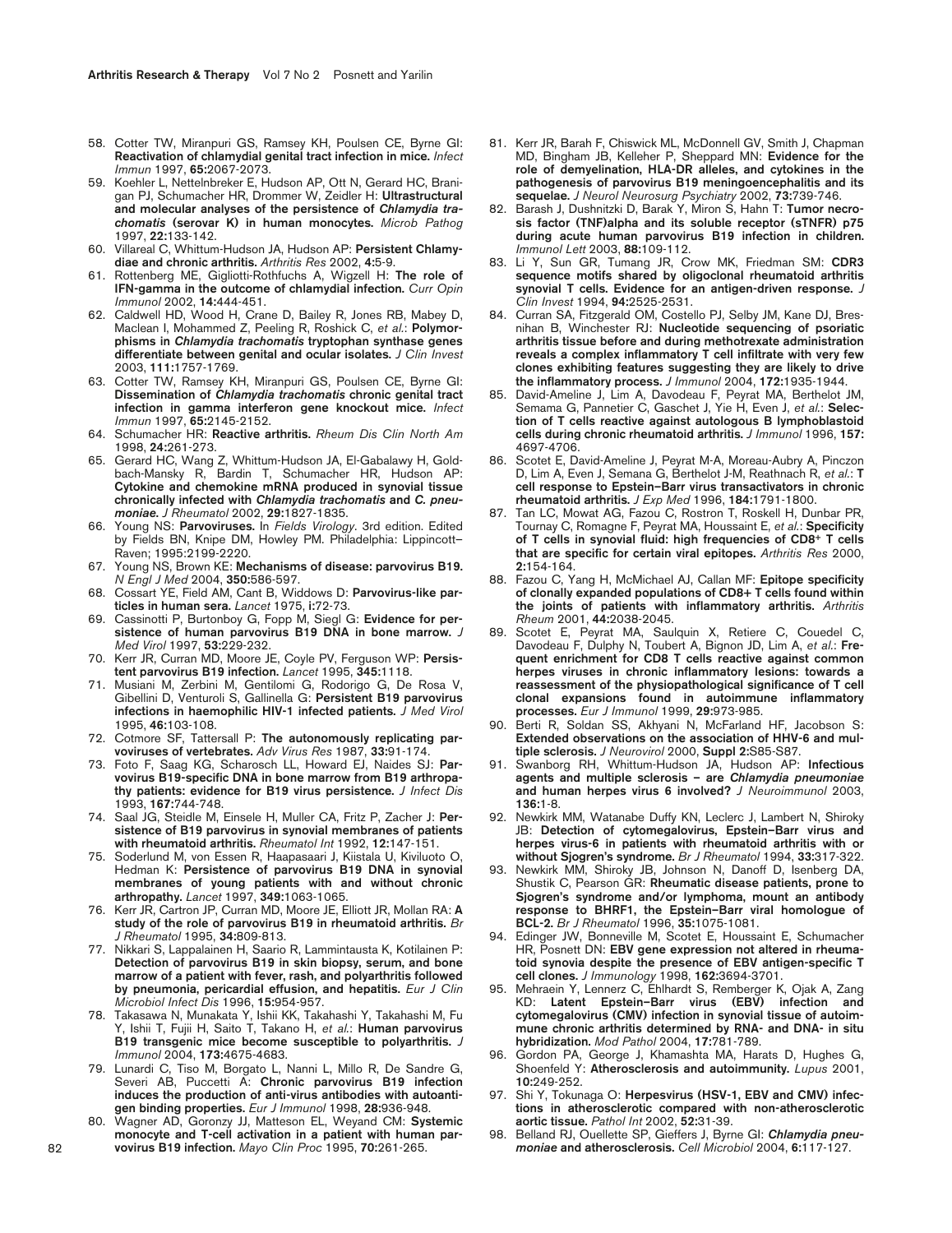58. Cotter TW, Miranpuri GS, Ramsey KH, Poulsen CE, Byrne GI: **Reactivation of chlamydial genital tract infection in mice.** *Infect Immun* 1997, **65:**2067-2073.
59. Koehler L, Nettelnbreker E, Hudson AP, Ott N, Gerard HC, Branigan PJ, Schumacher HR, Drommer W, Zeidler H: **Ultrastructural and molecular analyses of the persistence of *Chlamydia trachomatis* (serovar K) in human monocytes.** *Microb Pathog* 1997, **22:**133-142.
60. Villareal C, Whittum-Hudson JA, Hudson AP: **Persistent Chlamydiae and chronic arthritis.** *Arthritis Res* 2002, **4:**5-9.
61. Rottenberg ME, Gigliotti-Rothfuchs A, Wigzell H: **The role of IFN-gamma in the outcome of chlamydial infection.** *Curr Opin Immunol* 2002, **14:**444-451.
62. Caldwell HD, Wood H, Crane D, Bailey R, Jones RB, Mabey D, Maclean I, Mohammed Z, Peeling R, Roshick C, *et al.*: **Polymorphisms in *Chlamydia trachomatis* tryptophan synthase genes differentiate between genital and ocular isolates.** *J Clin Invest* 2003, **111:**1757-1769.
63. Cotter TW, Ramsey KH, Miranpuri GS, Poulsen CE, Byrne GI: **Dissemination of *Chlamydia trachomatis* chronic genital tract infection in gamma interferon gene knockout mice.** *Infect Immun* 1997, **65:**2145-2152.
64. Schumacher HR: **Reactive arthritis.** *Rheum Dis Clin North Am* 1998, **24:**261-273.
65. Gerard HC, Wang Z, Whittum-Hudson JA, El-Gabalawy H, Goldbach-Mansky R, Bardin T, Schumacher HR, Hudson AP: **Cytokine and chemokine mRNA produced in synovial tissue chronically infected with *Chlamydia trachomatis* and *C. pneumoniae*.** *J Rheumatol* 2002, **29:**1827-1835.
66. Young NS: **Parvoviruses.** In *Fields Virology*. 3rd edition. Edited by Fields BN, Knipe DM, Howley PM. Philadelphia: Lippincott–Raven; 1995:2199-2220.
67. Young NS, Brown KE: **Mechanisms of disease: parvovirus B19.** *N Engl J Med* 2004, **350:**586-597.
68. Cossart YE, Field AM, Cant B, Widdows D: **Parvovirus-like particles in human sera.** *Lancet* 1975, **i:**72-73.
69. Cassinotti P, Burtonboy G, Fopp M, Siegl G: **Evidence for persistence of human parvovirus B19 DNA in bone marrow.** *J Med Virol* 1997, **53:**229-232.
70. Kerr JR, Curran MD, Moore JE, Coyle PV, Ferguson WP: **Persistent parvovirus B19 infection.** *Lancet* 1995, **345:**1118.
71. Musiani M, Zerbini M, Gentilomi G, Rodorigo G, De Rosa V, Gibellini D, Venturoli S, Gallinella G: **Persistent B19 parvovirus infections in haemophilic HIV-1 infected patients.** *J Med Virol* 1995, **46:**103-108.
72. Cotmore SF, Tattersall P: **The autonomously replicating parvoviruses of vertebrates.** *Adv Virus Res* 1987, **33:**91-174.
73. Foto F, Saag KG, Scharosch LL, Howard EJ, Naides SJ: **Parvovirus B19-specific DNA in bone marrow from B19 arthropathy patients: evidence for B19 virus persistence.** *J Infect Dis* 1993, **167:**744-748.
74. Saal JG, Steidle M, Einsele H, Muller CA, Fritz P, Zacher J: **Persistence of B19 parvovirus in synovial membranes of patients with rheumatoid arthritis.** *Rheumatol Int* 1992, **12:**147-151.
75. Soderlund M, von Essen R, Haapasaari J, Kiistala U, Kiviluoto O, Hedman K: **Persistence of parvovirus B19 DNA in synovial membranes of young patients with and without chronic arthropathy.** *Lancet* 1997, **349:**1063-1065.
76. Kerr JR, Cartron JP, Curran MD, Moore JE, Elliott JR, Mollan RA: **A study of the role of parvovirus B19 in rheumatoid arthritis.** *Br J Rheumatol* 1995, **34:**809-813.
77. Nikkari S, Lappalainen H, Saario R, Lammintausta K, Kotilainen P: **Detection of parvovirus B19 in skin biopsy, serum, and bone marrow of a patient with fever, rash, and polyarthritis followed by pneumonia, pericardial effusion, and hepatitis.** *Eur J Clin Microbiol Infect Dis* 1996, **15:**954-957.
78. Takasawa N, Munakata Y, Ishii KK, Takahashi Y, Takahashi M, Fu Y, Ishii T, Fujii H, Saito T, Takano H, *et al.*: **Human parvovirus B19 transgenic mice become susceptible to polyarthritis.** *J Immunol* 2004, **173:**4675-4683.
79. Lunardi C, Tiso M, Borgato L, Nanni L, Millo R, De Sandre G, Severi AB, Puccetti A: **Chronic parvovirus B19 infection induces the production of anti-virus antibodies with autoantigen binding properties.** *Eur J Immunol* 1998, **28:**936-948.
80. Wagner AD, Goronzy JJ, Matteson EL, Weyand CM: **Systemic monocyte and T-cell activation in a patient with human parvovirus B19 infection.** *Mayo Clin Proc* 1995, **70:**261-265.
81. Kerr JR, Barah F, Chiswick ML, McDonnell GV, Smith J, Chapman MD, Bingham JB, Kelleher P, Sheppard MN: **Evidence for the role of demyelination, HLA-DR alleles, and cytokines in the pathogenesis of parvovirus B19 meningoencephalitis and its sequelae.** *J Neurol Neurosurg Psychiatry* 2002, **73:**739-746.
82. Barash J, Dushnitzki D, Barak Y, Miron S, Hahn T: **Tumor necrosis factor (TNF)alpha and its soluble receptor (sTNFR) p75 during acute human parvovirus B19 infection in children.** *Immunol Lett* 2003, **88:**109-112.
83. Li Y, Sun GR, Tumang JR, Crow MK, Friedman SM: **CDR3 sequence motifs shared by oligoclonal rheumatoid arthritis synovial T cells. Evidence for an antigen-driven response.** *J Clin Invest* 1994, **94:**2525-2531.
84. Curran SA, Fitzgerald OM, Costello PJ, Selby JM, Kane DJ, Bresnihan B, Winchester RJ: **Nucleotide sequencing of psoriatic arthritis tissue before and during methotrexate administration reveals a complex inflammatory T cell infiltrate with very few clones exhibiting features suggesting they are likely to drive the inflammatory process.** *J Immunol* 2004, **172:**1935-1944.
85. David-Ameline J, Lim A, Davodeau F, Peyrat MA, Berthelot JM, Semama G, Pannetier C, Gaschet J, Yie H, Even J, *et al.*: **Selection of T cells reactive against autologous B lymphoblastoid cells during chronic rheumatoid arthritis.** *J Immunol* 1996, **157:** 4697-4706.
86. Scotet E, David-Ameline J, Peyrat M-A, Moreau-Aubry A, Pinczon D, Lim A, Even J, Semana G, Berthelot J-M, Reathnach R, *et al.*: **T cell response to Epstein–Barr virus transactivators in chronic rheumatoid arthritis.** *J Exp Med* 1996, **184:**1791-1800.
87. Tan LC, Mowat AG, Fazou C, Rostron T, Roskell H, Dunbar PR, Tournay C, Romagne F, Peyrat MA, Houssaint E, *et al.*: **Specificity of T cells in synovial fluid: high frequencies of CD8+ T cells that are specific for certain viral epitopes.** *Arthritis Res* 2000, **2:**154-164.
88. Fazou C, Yang H, McMichael AJ, Callan MF: **Epitope specificity of clonally expanded populations of CD8+ T cells found within the joints of patients with inflammatory arthritis.** *Arthritis Rheum* 2001, **44:**2038-2045.
89. Scotet E, Peyrat MA, Saulquin X, Retiere C, Couedel C, Davodeau F, Dulphy N, Toubert A, Bignon JD, Lim A, *et al.*: **Frequent enrichment for CD8 T cells reactive against common herpes viruses in chronic inflammatory lesions: towards a reassessment of the physiopathological significance of T cell clonal expansions found in autoimmune inflammatory processes.** *Eur J Immunol* 1999, **29:**973-985.
90. Berti R, Soldan SS, Akhyani N, McFarland HF, Jacobson S: **Extended observations on the association of HHV-6 and multiple sclerosis.** *J Neurovirol* 2000, **Suppl 2:**S85-S87.
91. Swanborg RH, Whittum-Hudson JA, Hudson AP: **Infectious agents and multiple sclerosis – are *Chlamydia pneumoniae* and human herpes virus 6 involved?** *J Neuroimmunol* 2003, **136:**1-8.
92. Newkirk MM, Watanabe Duffy KN, Leclerc J, Lambert N, Shiroky JB: **Detection of cytomegalovirus, Epstein–Barr virus and herpes virus-6 in patients with rheumatoid arthritis with or without Sjogren's syndrome.** *Br J Rheumatol* 1994, **33:**317-322.
93. Newkirk MM, Shiroky JB, Johnson N, Danoff D, Isenberg DA, Shustik C, Pearson GR: **Rheumatic disease patients, prone to Sjogren's syndrome and/or lymphoma, mount an antibody response to BHRF1, the Epstein–Barr viral homologue of BCL-2.** *Br J Rheumatol* 1996, **35:**1075-1081.
94. Edinger JW, Bonneville M, Scotet E, Houssaint E, Schumacher HR, Posnett DN: **EBV gene expression not altered in rheumatoid synovia despite the presence of EBV antigen-specific T cell clones.** *J Immunology* 1998, **162:**3694-3701.
95. Mehraein Y, Lennerz C, Ehlhardt S, Remberger K, Ojak A, Zang KD: **Latent Epstein–Barr virus (EBV) infection and cytomegalovirus (CMV) infection in synovial tissue of autoimmune chronic arthritis determined by RNA- and DNA- in situ hybridization.** *Mod Pathol* 2004, **17:**781-789.
96. Gordon PA, George J, Khamashta MA, Harats D, Hughes G, Shoenfeld Y: **Atherosclerosis and autoimmunity.** *Lupus* 2001, **10:**249-252.
97. Shi Y, Tokunaga O: **Herpesvirus (HSV-1, EBV and CMV) infections in atherosclerotic compared with non-atherosclerotic aortic tissue.** *Pathol Int* 2002, **52:**31-39.
98. Belland RJ, Ouellette SP, Gieffers J, Byrne GI: ***Chlamydia pneumoniae* and atherosclerosis.** *Cell Microbiol* 2004, **6:**117-127.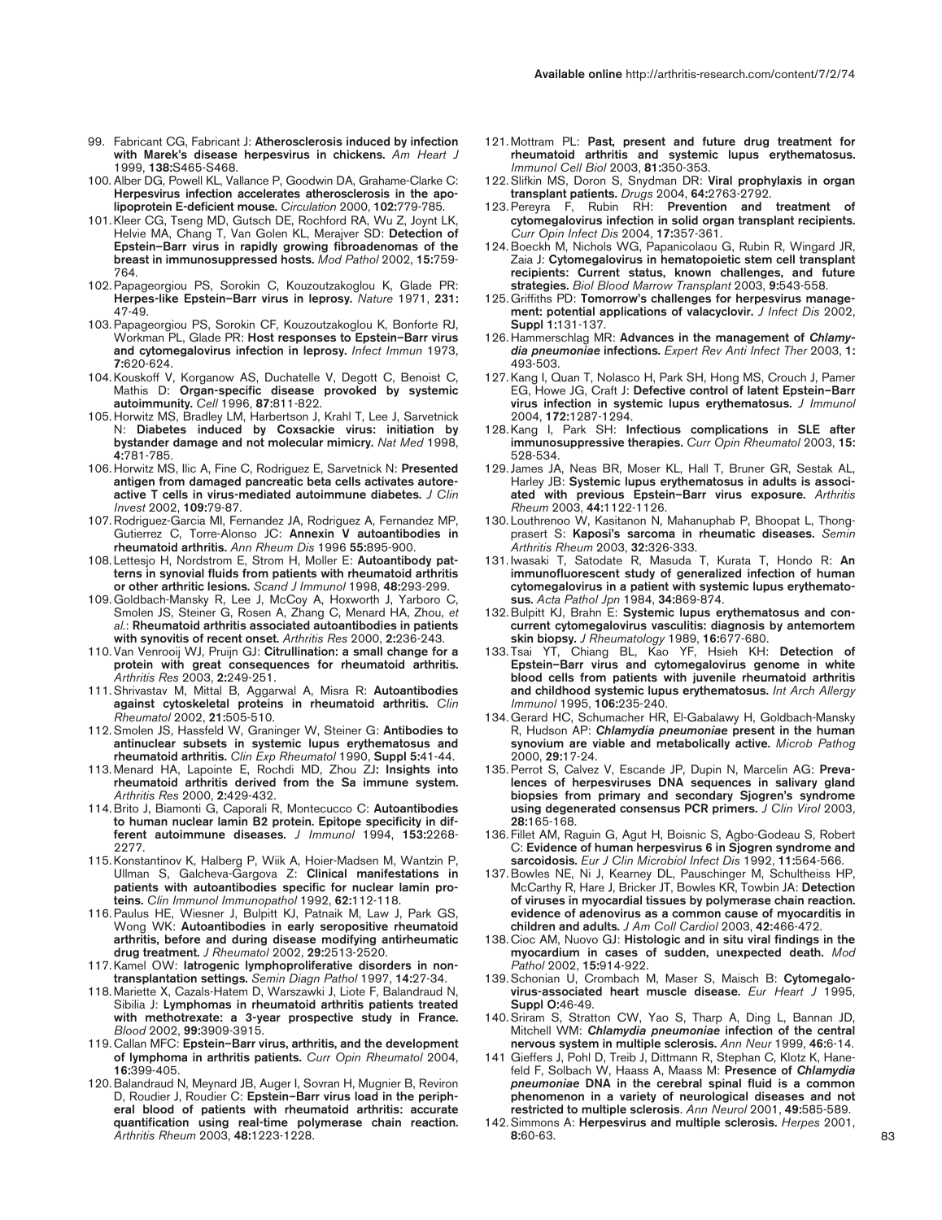99. Fabricant CG, Fabricant J: **Atherosclerosis induced by infection with Marek's disease herpesvirus in chickens.** *Am Heart J* 1999, **138:**S465-S468.
100. Alber DG, Powell KL, Vallance P, Goodwin DA, Grahame-Clarke C: **Herpesvirus infection accelerates atherosclerosis in the apolipoprotein E-deficient mouse.** *Circulation* 2000, **102:**779-785.
101. Kleer CG, Tseng MD, Gutsch DE, Rochford RA, Wu Z, Joynt LK, Helvie MA, Chang T, Van Golen KL, Merajver SD: **Detection of Epstein–Barr virus in rapidly growing fibroadenomas of the breast in immunosuppressed hosts.** *Mod Pathol* 2002, **15:**759-764.
102. Papageorgiou PS, Sorokin C, Kouzoutzakoglou K, Glade PR: **Herpes-like Epstein–Barr virus in leprosy.** *Nature* 1971, **231:** 47-49.
103. Papageorgiou PS, Sorokin CF, Kouzoutzakoglou K, Bonforte RJ, Workman PL, Glade PR: **Host responses to Epstein–Barr virus and cytomegalovirus infection in leprosy.** *Infect Immun* 1973, **7:**620-624.
104. Kouskoff V, Korganow AS, Duchatelle V, Degott C, Benoist C, Mathis D: **Organ-specific disease provoked by systemic autoimmunity.** *Cell* 1996, **87:**811-822.
105. Horwitz MS, Bradley LM, Harbertson J, Krahl T, Lee J, Sarvetnick N: **Diabetes induced by Coxsackie virus: initiation by bystander damage and not molecular mimicry.** *Nat Med* 1998, **4:**781-785.
106. Horwitz MS, Ilic A, Fine C, Rodriguez E, Sarvetnick N: **Presented antigen from damaged pancreatic beta cells activates autoreactive T cells in virus-mediated autoimmune diabetes.** *J Clin Invest* 2002, **109:**79-87.
107. Rodriguez-Garcia MI, Fernandez JA, Rodriguez A, Fernandez MP, Gutierrez C, Torre-Alonso JC: **Annexin V autoantibodies in rheumatoid arthritis.** *Ann Rheum Dis* 1996 **55:**895-900.
108. Lettesjo H, Nordstrom E, Strom H, Moller E: **Autoantibody patterns in synovial fluids from patients with rheumatoid arthritis or other arthritic lesions.** *Scand J Immunol* 1998, **48:**293-299.
109. Goldbach-Mansky R, Lee J, McCoy A, Hoxworth J, Yarboro C, Smolen JS, Steiner G, Rosen A, Zhang C, Menard HA, Zhou, *et al.*: **Rheumatoid arthritis associated autoantibodies in patients with synovitis of recent onset.** *Arthritis Res* 2000, **2:**236-243.
110. Van Venrooij WJ, Pruijn GJ: **Citrullination: a small change for a protein with great consequences for rheumatoid arthritis.** *Arthritis Res* 2003, **2:**249-251.
111. Shrivastav M, Mittal B, Aggarwal A, Misra R: **Autoantibodies against cytoskeletal proteins in rheumatoid arthritis.** *Clin Rheumatol* 2002, **21:**505-510.
112. Smolen JS, Hassfeld W, Graninger W, Steiner G: **Antibodies to antinuclear subsets in systemic lupus erythematosus and rheumatoid arthritis.** *Clin Exp Rheumatol* 1990, **Suppl 5:**41-44.
113. Menard HA, Lapointe E, Rochdi MD, Zhou ZJ: **Insights into rheumatoid arthritis derived from the Sa immune system.** *Arthritis Res* 2000, **2:**429-432.
114. Brito J, Biamonti G, Caporali R, Montecucco C: **Autoantibodies to human nuclear lamin B2 protein. Epitope specificity in different autoimmune diseases.** *J Immunol* 1994, **153:**2268-2277.
115. Konstantinov K, Halberg P, Wiik A, Hoier-Madsen M, Wantzin P, Ullman S, Galcheva-Gargova Z: **Clinical manifestations in patients with autoantibodies specific for nuclear lamin proteins.** *Clin Immunol Immunopathol* 1992, **62:**112-118.
116. Paulus HE, Wiesner J, Bulpitt KJ, Patnaik M, Law J, Park GS, Wong WK: **Autoantibodies in early seropositive rheumatoid arthritis, before and during disease modifying antirheumatic drug treatment.** *J Rheumatol* 2002, **29:**2513-2520.
117. Kamel OW: **Iatrogenic lymphoproliferative disorders in nontransplantation settings.** *Semin Diagn Pathol* 1997, **14:**27-34.
118. Mariette X, Cazals-Hatem D, Warszawki J, Liote F, Balandraud N, Sibilia J: **Lymphomas in rheumatoid arthritis patients treated with methotrexate: a 3-year prospective study in France.** *Blood* 2002, **99:**3909-3915.
119. Callan MFC: **Epstein–Barr virus, arthritis, and the development of lymphoma in arthritis patients.** *Curr Opin Rheumatol* 2004, **16:**399-405.
120. Balandraud N, Meynard JB, Auger I, Sovran H, Mugnier B, Reviron D, Roudier J, Roudier C: **Epstein–Barr virus load in the peripheral blood of patients with rheumatoid arthritis: accurate quantification using real-time polymerase chain reaction.** *Arthritis Rheum* 2003, **48:**1223-1228.
121. Mottram PL: **Past, present and future drug treatment for rheumatoid arthritis and systemic lupus erythematosus.** *Immunol Cell Biol* 2003, **81:**350-353.
122. Slifkin MS, Doron S, Snydman DR: **Viral prophylaxis in organ transplant patients.** *Drugs* 2004, **64:**2763-2792.
123. Pereyra F, Rubin RH: **Prevention and treatment of cytomegalovirus infection in solid organ transplant recipients.** *Curr Opin Infect Dis* 2004, **17:**357-361.
124. Boeckh M, Nichols WG, Papanicolaou G, Rubin R, Wingard JR, Zaia J: **Cytomegalovirus in hematopoietic stem cell transplant recipients: Current status, known challenges, and future strategies.** *Biol Blood Marrow Transplant* 2003, **9:**543-558.
125. Griffiths PD: **Tomorrow's challenges for herpesvirus management: potential applications of valacyclovir.** *J Infect Dis* 2002, **Suppl 1:**131-137.
126. Hammerschlag MR: **Advances in the management of *Chlamydia pneumoniae* infections.** *Expert Rev Anti Infect Ther* 2003, **1:** 493-503.
127. Kang I, Quan T, Nolasco H, Park SH, Hong MS, Crouch J, Pamer EG, Howe JG, Craft J: **Defective control of latent Epstein–Barr virus infection in systemic lupus erythematosus.** *J Immunol* 2004, **172:**1287-1294.
128. Kang I, Park SH: **Infectious complications in SLE after immunosuppressive therapies.** *Curr Opin Rheumatol* 2003, **15:** 528-534.
129. James JA, Neas BR, Moser KL, Hall T, Bruner GR, Sestak AL, Harley JB: **Systemic lupus erythematosus in adults is associated with previous Epstein–Barr virus exposure.** *Arthritis Rheum* 2003, **44:**1122-1126.
130. Louthrenoo W, Kasitanon N, Mahanuphab P, Bhoopat L, Thongprasert S: **Kaposi's sarcoma in rheumatic diseases.** *Semin Arthritis Rheum* 2003, **32:**326-333.
131. Iwasaki T, Satodate R, Masuda T, Kurata T, Hondo R: **An immunofluorescent study of generalized infection of human cytomegalovirus in a patient with systemic lupus erythematosus.** *Acta Pathol Jpn* 1984, **34:**869-874.
132. Bulpitt KJ, Brahn E: **Systemic lupus erythematosus and concurrent cytomegalovirus vasculitis: diagnosis by antemortem skin biopsy.** *J Rheumatology* 1989, **16:**677-680.
133. Tsai YT, Chiang BL, Kao YF, Hsieh KH: **Detection of Epstein–Barr virus and cytomegalovirus genome in white blood cells from patients with juvenile rheumatoid arthritis and childhood systemic lupus erythematosus.** *Int Arch Allergy Immunol* 1995, **106:**235-240.
134. Gerard HC, Schumacher HR, El-Gabalawy H, Goldbach-Mansky R, Hudson AP: ***Chlamydia pneumoniae* present in the human synovium are viable and metabolically active.** *Microb Pathog* 2000, **29:**17-24.
135. Perrot S, Calvez V, Escande JP, Dupin N, Marcelin AG: **Prevalences of herpesviruses DNA sequences in salivary gland biopsies from primary and secondary Sjogren's syndrome using degenerated consensus PCR primers.** *J Clin Virol* 2003, **28:**165-168.
136. Fillet AM, Raguin G, Agut H, Boisnic S, Agbo-Godeau S, Robert C: **Evidence of human herpesvirus 6 in Sjogren syndrome and sarcoidosis.** *Eur J Clin Microbiol Infect Dis* 1992, **11:**564-566.
137. Bowles NE, Ni J, Kearney DL, Pauschinger M, Schultheiss HP, McCarthy R, Hare J, Bricker JT, Bowles KR, Towbin JA: **Detection of viruses in myocardial tissues by polymerase chain reaction. evidence of adenovirus as a common cause of myocarditis in children and adults.** *J Am Coll Cardiol* 2003, **42:**466-472.
138. Cioc AM, Nuovo GJ: **Histologic and in situ viral findings in the myocardium in cases of sudden, unexpected death.** *Mod Pathol* 2002, **15:**914-922.
139. Schonian U, Crombach M, Maser S, Maisch B: **Cytomegalovirus-associated heart muscle disease.** *Eur Heart J* 1995, **Suppl O:**46-49.
140. Sriram S, Stratton CW, Yao S, Tharp A, Ding L, Bannan JD, Mitchell WM: ***Chlamydia pneumoniae* infection of the central nervous system in multiple sclerosis.** *Ann Neur* 1999, **46:**6-14.
141. Gieffers J, Pohl D, Treib J, Dittmann R, Stephan C, Klotz K, Hanefeld F, Solbach W, Haass A, Maass M: **Presence of *Chlamydia pneumoniae* DNA in the cerebral spinal fluid is a common phenomenon in a variety of neurological diseases and not restricted to multiple sclerosis**. *Ann Neurol* 2001, **49:**585-589.
142. Simmons A: **Herpesvirus and multiple sclerosis.** *Herpes* 2001, **8:**60-63.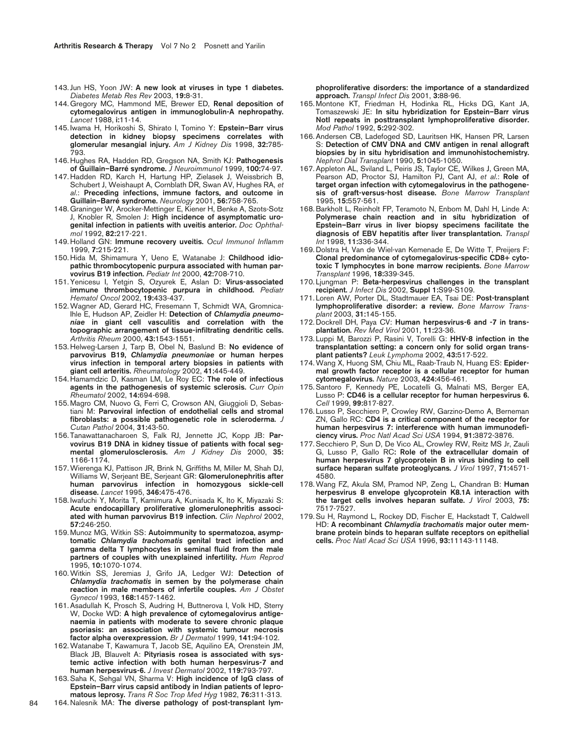143. Jun HS, Yoon JW: **A new look at viruses in type 1 diabetes.** *Diabetes Metab Res Rev* 2003, **19:**8-31.
144. Gregory MC, Hammond ME, Brewer ED, **Renal deposition of cytomegalovirus antigen in immunoglobulin-A nephropathy.** *Lancet* 1988, **i:**11-14.
145. Iwama H, Horikoshi S, Shirato I, Tomino Y: **Epstein–Barr virus detection in kidney biopsy specimens correlates with glomerular mesangial injury.** *Am J Kidney Dis* 1998, **32:**785-793.
146. Hughes RA, Hadden RD, Gregson NA, Smith KJ: **Pathogenesis of Guillain–Barré syndrome.** *J Neuroimmunol* 1999, **100:**74-97.
147. Hadden RD, Karch H, Hartung HP, Zielasek J, Weissbrich B, Schubert J, Weishaupt A, Cornblath DR, Swan AV, Hughes RA, *et al.*: **Preceding infections, immune factors, and outcome in Guillain–Barré syndrome.** *Neurology* 2001, **56:**758-765.
148. Graninger W, Arocker-Mettinger E, Kiener H, Benke A, Szots-Sotz J, Knobler R, Smolen J: **High incidence of asymptomatic urogenital infection in patients with uveitis anterior.** *Doc Ophthalmol* 1992, **82:**217-221.
149. Holland GN: **Immune recovery uveitis.** *Ocul Immunol Inflamm* 1999, **7:**215-221.
150. Hida M, Shimamura Y, Ueno E, Watanabe J: **Childhood idiopathic thrombocytopenic purpura associated with human parvovirus B19 infection.** *Pediatr Int* 2000, **42:**708-710.
151. Yenicesu I, Yetgin S, Ozyurek E, Aslan D: **Virus-associated immune thrombocytopenic purpura in childhood.** *Pediatr Hematol Oncol* 2002, **19:**433-437.
152. Wagner AD, Gerard HC, Fresemann T, Schmidt WA, Gromnica-Ihle E, Hudson AP, Zeidler H: **Detection of *Chlamydia pneumoniae* in giant cell vasculitis and correlation with the topographic arrangement of tissue-infiltrating dendritic cells.** *Arthritis Rheum* 2000, **43:**1543-1551.
153. Helweg-Larsen J, Tarp B, Obel N, Baslund B: **No evidence of parvovirus B19, *Chlamydia pneumoniae* or human herpes virus infection in temporal artery biopsies in patients with giant cell arteritis.** *Rheumatology* 2002, **41:**445-449.
154. Hamamdzic D, Kasman LM, Le Roy EC: **The role of infectious agents in the pathogenesis of systemic sclerosis.** *Curr Opin Rheumatol* 2002, **14:**694-698.
155. Magro CM, Nuovo G, Ferri C, Crowson AN, Giuggioli D, Sebastiani M: **Parvoviral infection of endothelial cells and stromal fibroblasts: a possible pathogenetic role in scleroderma.** *J Cutan Pathol* 2004, **31:**43-50.
156. Tanawattanacharoen S, Falk RJ, Jennette JC, Kopp JB: **Parvovirus B19 DNA in kidney tissue of patients with focal segmental glomerulosclerosis.** *Am J Kidney Dis* 2000, **35:**1166-1174.
157. Wierenga KJ, Pattison JR, Brink N, Griffiths M, Miller M, Shah DJ, Williams W, Serjeant BE, Serjeant GR: **Glomerulonephritis after human parvovirus infection in homozygous sickle-cell disease.** *Lancet* 1995, **346:**475-476.
158. Iwafuchi Y, Morita T, Kamimura A, Kunisada K, Ito K, Miyazaki S: **Acute endocapillary proliferative glomerulonephritis associated with human parvovirus B19 infection.** *Clin Nephrol* 2002, **57:**246-250.
159. Munoz MG, Witkin SS: **Autoimmunity to spermatozoa, asymptomatic *Chlamydia trachomatis* genital tract infection and gamma delta T lymphocytes in seminal fluid from the male partners of couples with unexplained infertility.** *Hum Reprod* 1995, **10:**1070-1074.
160. Witkin SS, Jeremias J, Grifo JA, Ledger WJ: **Detection of *Chlamydia trachomatis* in semen by the polymerase chain reaction in male members of infertile couples.** *Am J Obstet Gynecol* 1993, **168:**1457-1462.
161. Asadullah K, Prosch S, Audring H, Buttnerova I, Volk HD, Sterry W, Docke WD: **A high prevalence of cytomegalovirus antigenaemia in patients with moderate to severe chronic plaque psoriasis: an association with systemic tumour necrosis factor alpha overexpression.** *Br J Dermatol* 1999, **141:**94-102.
162. Watanabe T, Kawamura T, Jacob SE, Aquilino EA, Orenstein JM, Black JB, Blauvelt A: **Pityriasis rosea is associated with systemic active infection with both human herpesvirus-7 and human herpesvirus-6.** *J Invest Dermatol* 2002, **119:**793-797.
163. Saha K, Sehgal VN, Sharma V: **High incidence of IgG class of Epstein–Barr virus capsid antibody in Indian patients of lepromatous leprosy.** *Trans R Soc Trop Med Hyg* 1982, **76:**311-313.
164. Nalesnik MA: **The diverse pathology of post-transplant lymphoproliferative disorders: the importance of a standardized approach.** *Transpl Infect Dis* 2001, **3:**88-96.
165. Montone KT, Friedman H, Hodinka RL, Hicks DG, Kant JA, Tomaszewski JE: **In situ hybridization for Epstein–Barr virus NotI repeats in posttransplant lymphoproliferative disorder.** *Mod Pathol* 1992, **5:**292-302.
166. Andersen CB, Ladefoged SD, Lauritsen HK, Hansen PR, Larsen S: **Detection of CMV DNA and CMV antigen in renal allograft biopsies by in situ hybridisation and immunohistochemistry.** *Nephrol Dial Transplant* 1990, **5:**1045-1050.
167. Appleton AL, Sviland L, Peiris JS, Taylor CE, Wilkes J, Green MA, Pearson AD, Proctor SJ, Hamilton PJ, Cant AJ, *et al.*: **Role of target organ infection with cytomegalovirus in the pathogenesis of graft-versus-host disease.** *Bone Marrow Transplant* 1995, **15:**557-561.
168. Barkholt L, Reinholt FP, Teramoto N, Enbom M, Dahl H, Linde A: **Polymerase chain reaction and in situ hybridization of Epstein–Barr virus in liver biopsy specimens facilitate the diagnosis of EBV hepatitis after liver transplantation.** *Transpl Int* 1998, **11:**336-344.
169. Dolstra H, Van de Wiel-van Kemenade E, De Witte T, Preijers F: **Clonal predominance of cytomegalovirus-specific CD8+ cytotoxic T lymphocytes in bone marrow recipients.** *Bone Marrow Transplant* 1996, **18:**339-345.
170. Ljungman P: **Beta-herpesvirus challenges in the transplant recipient.** *J Infect Dis* 2002, **Suppl 1:**S99-S109.
171. Loren AW, Porter DL, Stadtmauer EA, Tsai DE: **Post-transplant lymphoproliferative disorder: a review.** *Bone Marrow Transplant* 2003, **31:**145-155.
172. Dockrell DH, Paya CV: **Human herpesvirus-6 and -7 in transplantation.** *Rev Med Virol* 2001, **11:**23-36.
173. Luppi M, Barozzi P, Rasini V, Torelli G: **HHV-8 infection in the transplantation setting: a concern only for solid organ transplant patients?** *Leuk Lymphoma* 2002, **43:**517-522.
174. Wang X, Huong SM, Chiu ML, Raab-Traub N, Huang ES: **Epidermal growth factor receptor is a cellular receptor for human cytomegalovirus.** *Nature* 2003, **424:**456-461.
175. Santoro F, Kennedy PE, Locatelli G, Malnati MS, Berger EA, Lusso P: **CD46 is a cellular receptor for human herpesvirus 6.** *Cell* 1999, **99:**817-827.
176. Lusso P, Secchiero P, Crowley RW, Garzino-Demo A, Berneman ZN, Gallo RC: **CD4 is a critical component of the receptor for human herpesvirus 7: interference with human immunodeficiency virus.** *Proc Natl Acad Sci USA* 1994, **91:**3872-3876.
177. Secchiero P, Sun D, De Vico AL, Crowley RW, Reitz MS Jr, Zauli G, Lusso P, Gallo RC**: Role of the extracellular domain of human herpesvirus 7 glycoprotein B in virus binding to cell surface heparan sulfate proteoglycans.** *J Virol* 1997, **71:**4571-4580.
178. Wang FZ, Akula SM, Pramod NP, Zeng L, Chandran B: **Human herpesvirus 8 envelope glycoprotein K8.1A interaction with the target cells involves heparan sulfate.** *J Virol* 2003, **75:**7517-7527.
179. Su H, Raymond L, Rockey DD, Fischer E, Hackstadt T, Caldwell HD: **A recombinant *Chlamydia trachomatis* major outer membrane protein binds to heparan sulfate receptors on epithelial cells.** *Proc Natl Acad Sci USA* 1996, **93:**11143-11148.